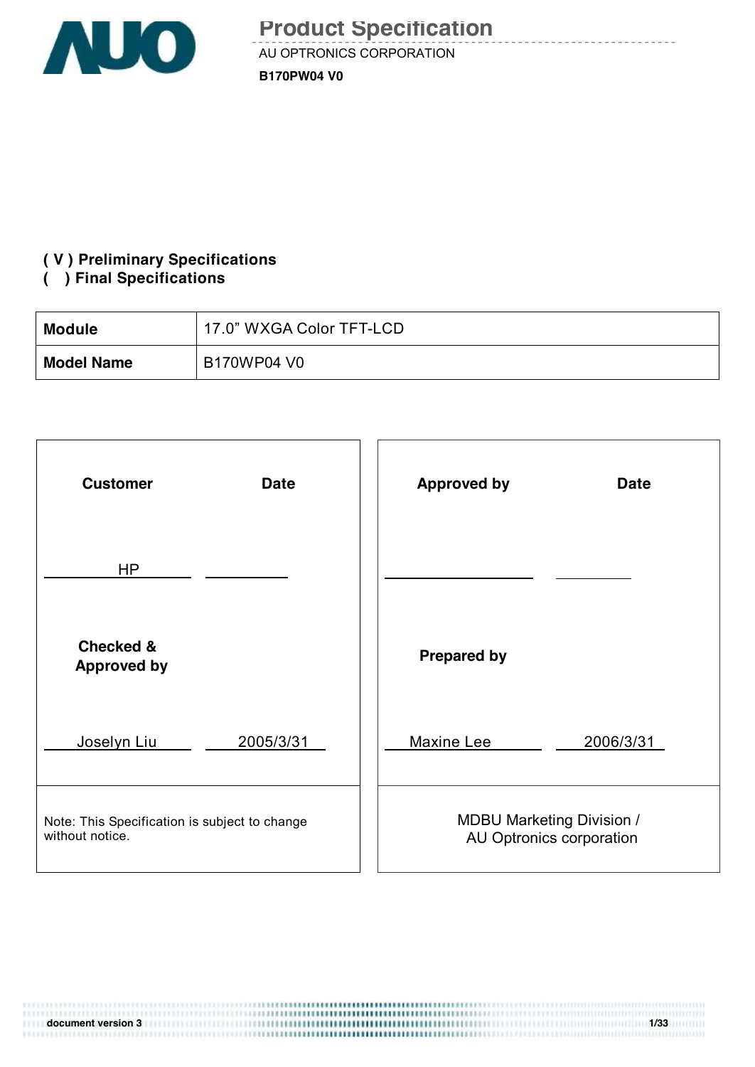# Product Specification

AU OPTRONICS CORPORATION

**B170PW04 V0**

**( V ) Preliminary Specifications**
**(   ) Final Specifications**

| **Module** | 17.0" WXGA Color TFT-LCD |
|---|---|
| **Model Name** | B170WP04 V0 |

| **Customer** | **Date** | **Approved by** | **Date** |
|---|---|---|---|
| HP | | | |
| **Checked & Approved by** | | **Prepared by** | |
| Joselyn Liu | 2005/3/31 | Maxine Lee | 2006/3/31 |
| Note: This Specification is subject to change without notice. | | MDBU Marketing Division / AU Optronics corporation | |

document version 3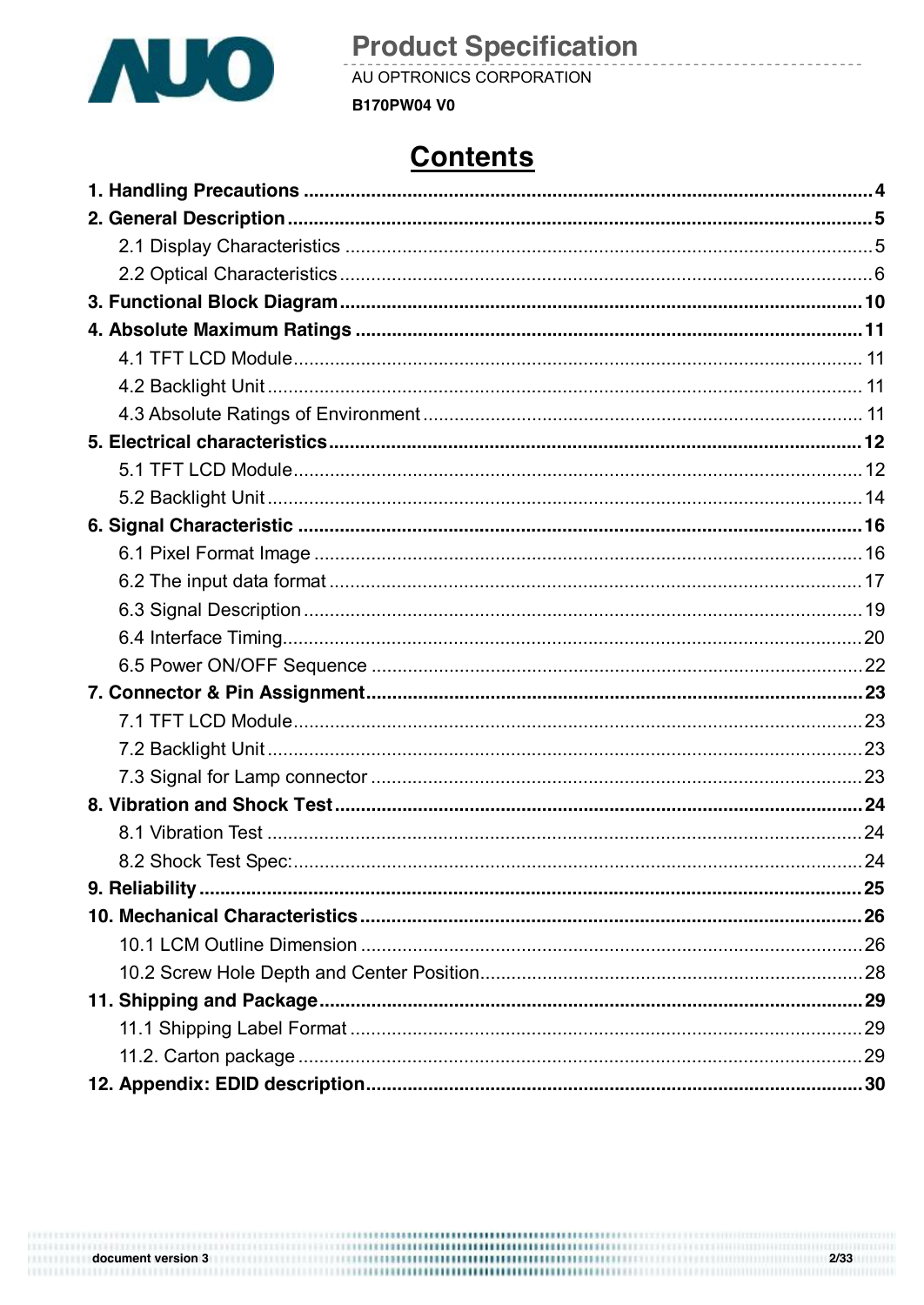# Contents

**1. Handling Precautions** .......... **4**

**2. General Description** .......... **5**

- 2.1 Display Characteristics .......... 5
- 2.2 Optical Characteristics .......... 6

**3. Functional Block Diagram** .......... **10**

**4. Absolute Maximum Ratings** .......... **11**

- 4.1 TFT LCD Module .......... 11
- 4.2 Backlight Unit .......... 11
- 4.3 Absolute Ratings of Environment .......... 11

**5. Electrical characteristics** .......... **12**

- 5.1 TFT LCD Module .......... 12
- 5.2 Backlight Unit .......... 14

**6. Signal Characteristic** .......... **16**

- 6.1 Pixel Format Image .......... 16
- 6.2 The input data format .......... 17
- 6.3 Signal Description .......... 19
- 6.4 Interface Timing .......... 20
- 6.5 Power ON/OFF Sequence .......... 22

**7. Connector & Pin Assignment** .......... **23**

- 7.1 TFT LCD Module .......... 23
- 7.2 Backlight Unit .......... 23
- 7.3 Signal for Lamp connector .......... 23

**8. Vibration and Shock Test** .......... **24**

- 8.1 Vibration Test .......... 24
- 8.2 Shock Test Spec: .......... 24

**9. Reliability** .......... **25**

**10. Mechanical Characteristics** .......... **26**

- 10.1 LCM Outline Dimension .......... 26
- 10.2 Screw Hole Depth and Center Position .......... 28

**11. Shipping and Package** .......... **29**

- 11.1 Shipping Label Format .......... 29
- 11.2. Carton package .......... 29

**12. Appendix: EDID description** .......... **30**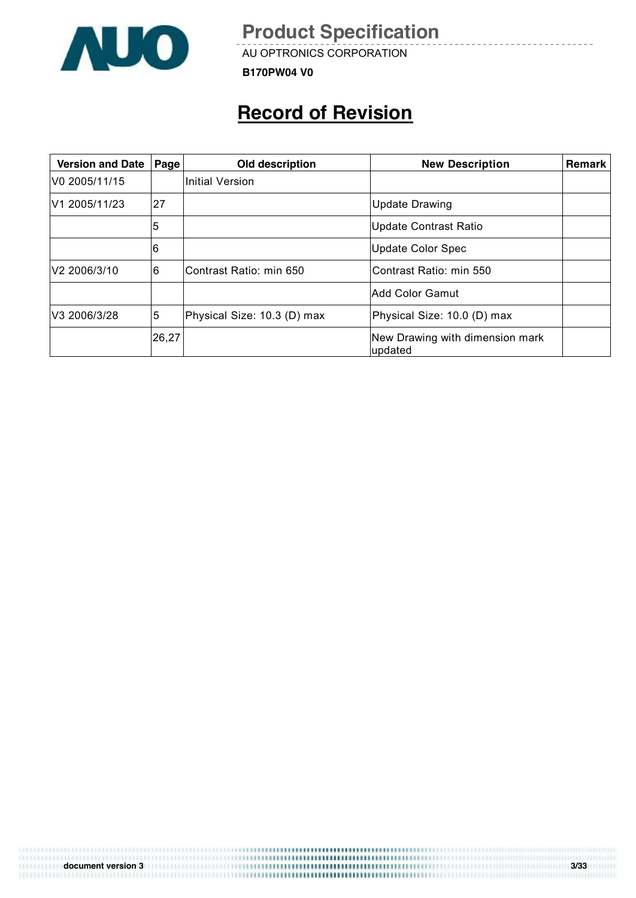# Record of Revision

| Version and Date | Page | Old description | New Description | Remark |
|---|---|---|---|---|
| V0 2005/11/15 | | Initial Version | | |
| V1 2005/11/23 | 27 | | Update Drawing | |
| | 5 | | Update Contrast Ratio | |
| | 6 | | Update Color Spec | |
| V2 2006/3/10 | 6 | Contrast Ratio: min 650 | Contrast Ratio: min 550 | |
| | | | Add Color Gamut | |
| V3 2006/3/28 | 5 | Physical Size: 10.3 (D) max | Physical Size: 10.0 (D) max | |
| | 26,27 | | New Drawing with dimension mark updated | |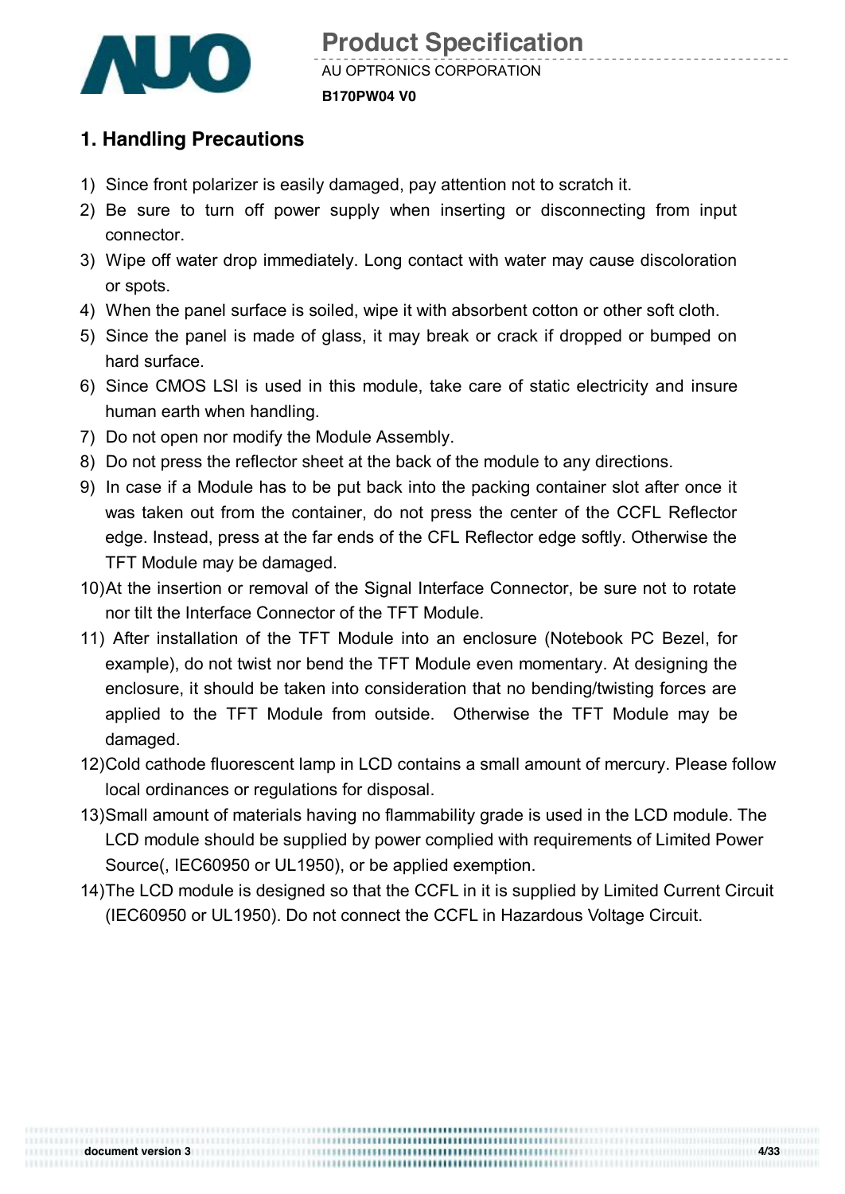## 1. Handling Precautions

1) Since front polarizer is easily damaged, pay attention not to scratch it.
2) Be sure to turn off power supply when inserting or disconnecting from input connector.
3) Wipe off water drop immediately. Long contact with water may cause discoloration or spots.
4) When the panel surface is soiled, wipe it with absorbent cotton or other soft cloth.
5) Since the panel is made of glass, it may break or crack if dropped or bumped on hard surface.
6) Since CMOS LSI is used in this module, take care of static electricity and insure human earth when handling.
7) Do not open nor modify the Module Assembly.
8) Do not press the reflector sheet at the back of the module to any directions.
9) In case if a Module has to be put back into the packing container slot after once it was taken out from the container, do not press the center of the CCFL Reflector edge. Instead, press at the far ends of the CFL Reflector edge softly. Otherwise the TFT Module may be damaged.
10) At the insertion or removal of the Signal Interface Connector, be sure not to rotate nor tilt the Interface Connector of the TFT Module.
11) After installation of the TFT Module into an enclosure (Notebook PC Bezel, for example), do not twist nor bend the TFT Module even momentary. At designing the enclosure, it should be taken into consideration that no bending/twisting forces are applied to the TFT Module from outside. Otherwise the TFT Module may be damaged.
12) Cold cathode fluorescent lamp in LCD contains a small amount of mercury. Please follow local ordinances or regulations for disposal.
13) Small amount of materials having no flammability grade is used in the LCD module. The LCD module should be supplied by power complied with requirements of Limited Power Source(, IEC60950 or UL1950), or be applied exemption.
14) The LCD module is designed so that the CCFL in it is supplied by Limited Current Circuit (IEC60950 or UL1950). Do not connect the CCFL in Hazardous Voltage Circuit.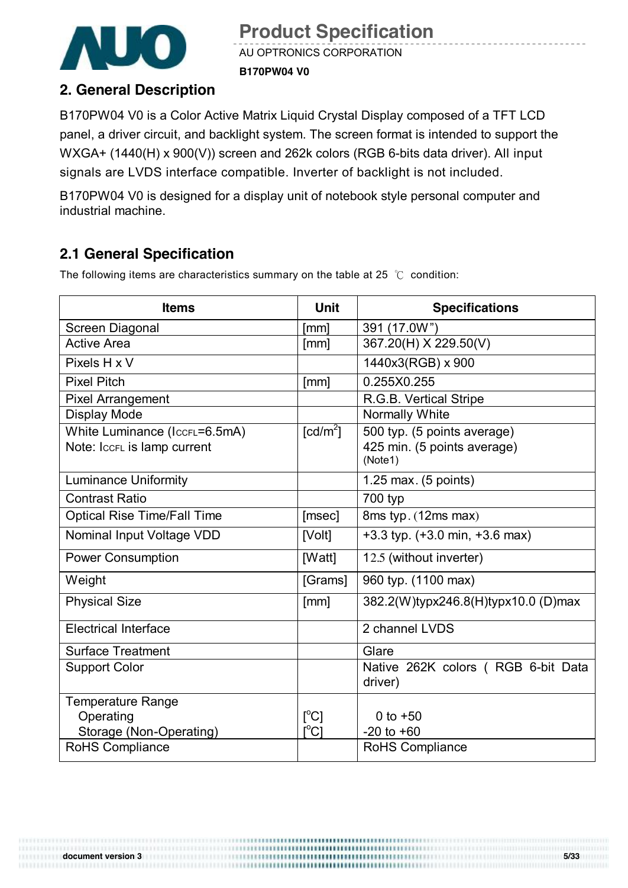## 2. General Description

B170PW04 V0 is a Color Active Matrix Liquid Crystal Display composed of a TFT LCD panel, a driver circuit, and backlight system. The screen format is intended to support the WXGA+ (1440(H) x 900(V)) screen and 262k colors (RGB 6-bits data driver). All input signals are LVDS interface compatible. Inverter of backlight is not included.

B170PW04 V0 is designed for a display unit of notebook style personal computer and industrial machine.

### 2.1 General Specification

The following items are characteristics summary on the table at 25 ℃ condition:

| Items | Unit | Specifications |
|---|---|---|
| Screen Diagonal | [mm] | 391 (17.0W") |
| Active Area | [mm] | 367.20(H) X 229.50(V) |
| Pixels H x V | | 1440x3(RGB) x 900 |
| Pixel Pitch | [mm] | 0.255X0.255 |
| Pixel Arrangement | | R.G.B. Vertical Stripe |
| Display Mode | | Normally White |
| White Luminance ($I_{CCFL}$=6.5mA)<br>Note: $I_{CCFL}$ is lamp current | [cd/m$^2$] | 500 typ. (5 points average)<br>425 min. (5 points average)<br>(Note1) |
| Luminance Uniformity | | 1.25 max. (5 points) |
| Contrast Ratio | | 700 typ |
| Optical Rise Time/Fall Time | [msec] | 8ms typ. (12ms max) |
| Nominal Input Voltage VDD | [Volt] | +3.3 typ. (+3.0 min, +3.6 max) |
| Power Consumption | [Watt] | 12.5 (without inverter) |
| Weight | [Grams] | 960 typ. (1100 max) |
| Physical Size | [mm] | 382.2(W)typx246.8(H)typx10.0 (D)max |
| Electrical Interface | | 2 channel LVDS |
| Surface Treatment | | Glare |
| Support Color | | Native 262K colors ( RGB 6-bit Data driver) |
| Temperature Range<br>Operating<br>Storage (Non-Operating) | <br>[°C]<br>[°C] | <br>0 to +50<br>-20 to +60 |
| RoHS Compliance | | RoHS Compliance |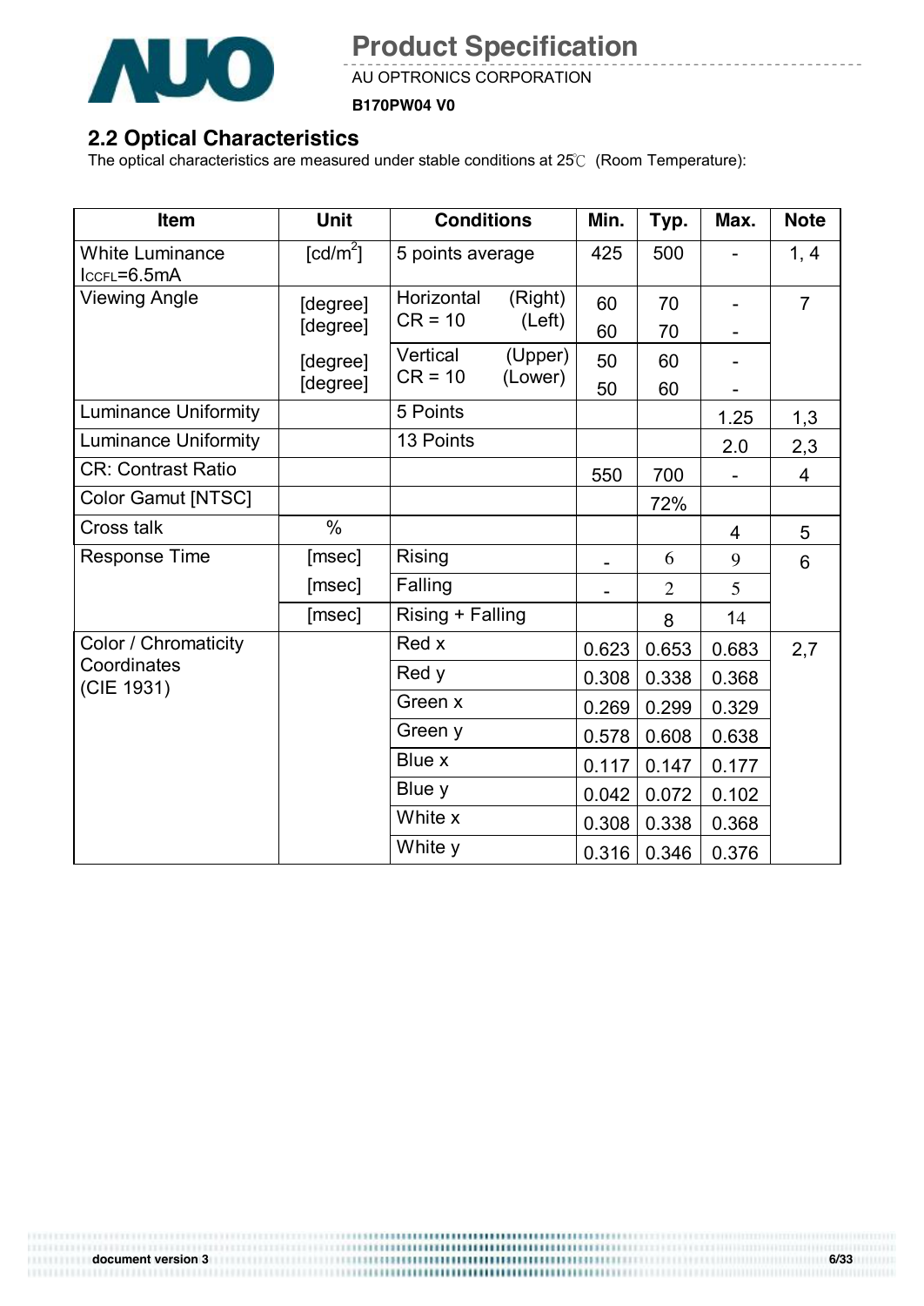## 2.2 Optical Characteristics

The optical characteristics are measured under stable conditions at 25℃ (Room Temperature):

| Item | Unit | Conditions | | Min. | Typ. | Max. | Note |
|---|---|---|---|---|---|---|---|
| White Luminance $I_{CCFL}$=6.5mA | [cd/m$^2$] | 5 points average | | 425 | 500 | - | 1, 4 |
| Viewing Angle | [degree] | Horizontal CR = 10 | (Right) | 60 | 70 | - | 7 |
| | [degree] | | (Left) | 60 | 70 | - | |
| | [degree] | Vertical CR = 10 | (Upper) | 50 | 60 | - | |
| | [degree] | | (Lower) | 50 | 60 | - | |
| Luminance Uniformity | | 5 Points | | | | 1.25 | 1,3 |
| Luminance Uniformity | | 13 Points | | | | 2.0 | 2,3 |
| CR: Contrast Ratio | | | | 550 | 700 | - | 4 |
| Color Gamut [NTSC] | | | | | 72% | | |
| Cross talk | % | | | | | 4 | 5 |
| Response Time | [msec] | Rising | | - | 6 | 9 | 6 |
| | [msec] | Falling | | - | 2 | 5 | |
| | [msec] | Rising + Falling | | | 8 | 14 | |
| Color / Chromaticity Coordinates (CIE 1931) | | Red x | | 0.623 | 0.653 | 0.683 | 2,7 |
| | | Red y | | 0.308 | 0.338 | 0.368 | |
| | | Green x | | 0.269 | 0.299 | 0.329 | |
| | | Green y | | 0.578 | 0.608 | 0.638 | |
| | | Blue x | | 0.117 | 0.147 | 0.177 | |
| | | Blue y | | 0.042 | 0.072 | 0.102 | |
| | | White x | | 0.308 | 0.338 | 0.368 | |
| | | White y | | 0.316 | 0.346 | 0.376 | |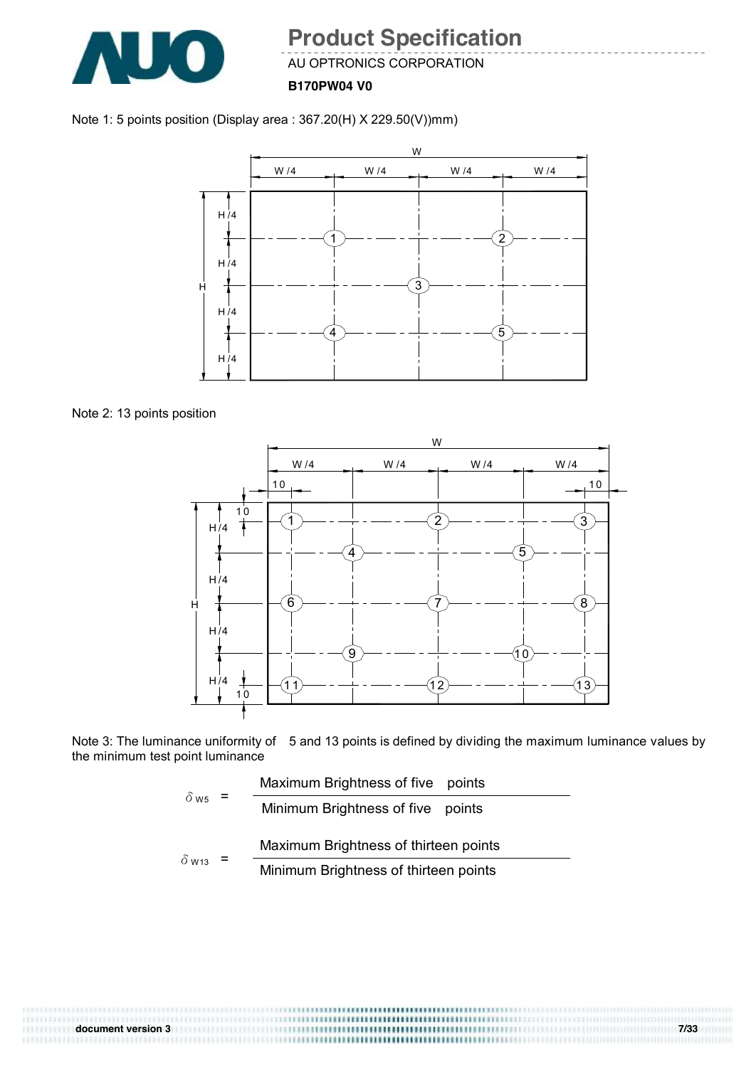Note 1: 5 points position (Display area : 367.20(H) X 229.50(V))mm)

Note 2: 13 points position

Note 3: The luminance uniformity of 5 and 13 points is defined by dividing the maximum luminance values by the minimum test point luminance

$$\delta_{W5} = \frac{\text{Maximum Brightness of five points}}{\text{Minimum Brightness of five points}}$$

$$\delta_{W13} = \frac{\text{Maximum Brightness of thirteen points}}{\text{Minimum Brightness of thirteen points}}$$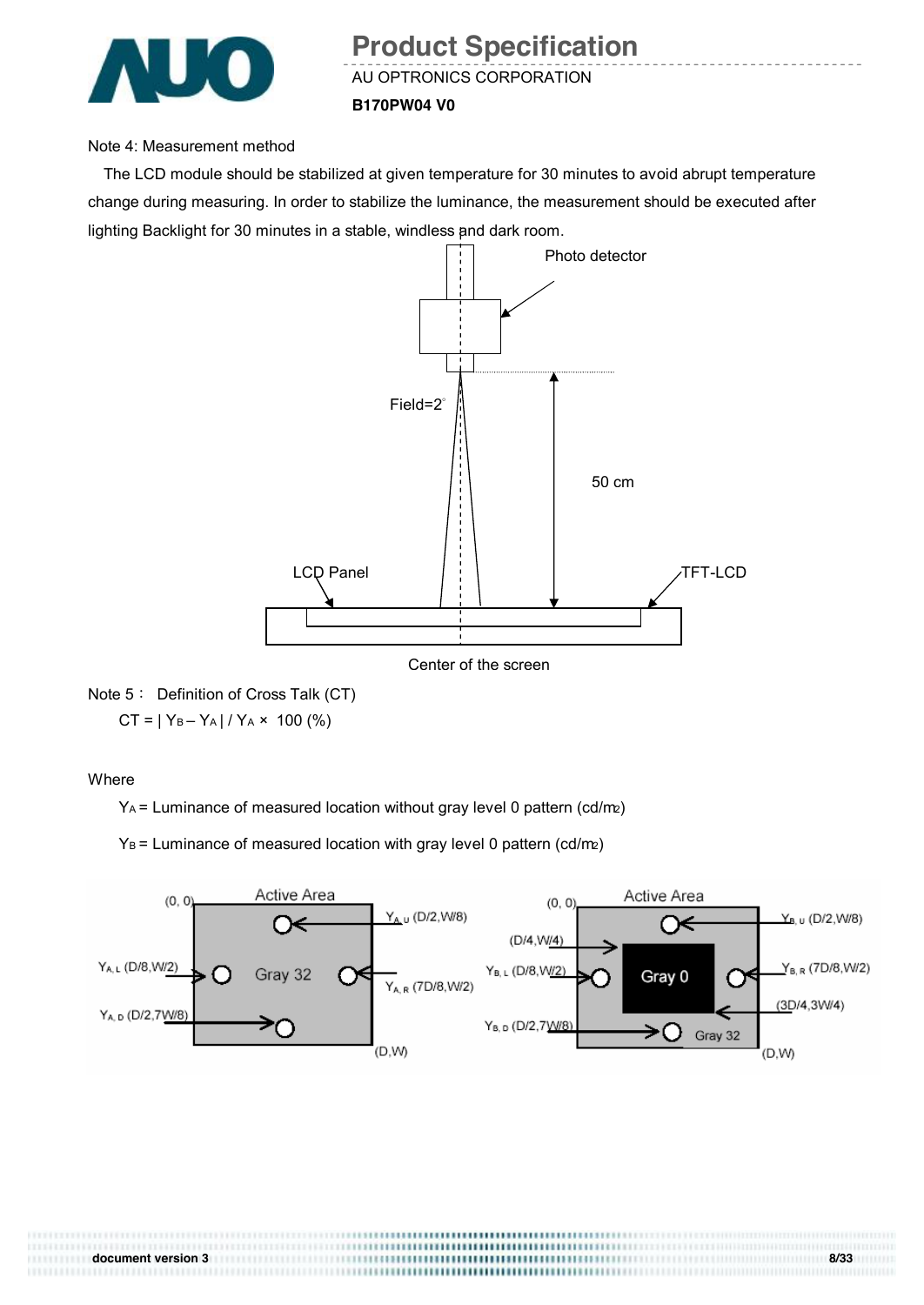Note 4: Measurement method

The LCD module should be stabilized at given temperature for 30 minutes to avoid abrupt temperature change during measuring. In order to stabilize the luminance, the measurement should be executed after lighting Backlight for 30 minutes in a stable, windless and dark room.

Photo detector

Field=2°

50 cm

LCD Panel

TFT-LCD

Center of the screen

Note 5： Definition of Cross Talk (CT)

$CT = | Y_B - Y_A | / Y_A \times 100$ (%)

Where

$Y_A$ = Luminance of measured location without gray level 0 pattern (cd/m2)

$Y_B$ = Luminance of measured location with gray level 0 pattern (cd/m2)

Active Area (0, 0) — Gray 32 — (D,W)
- $Y_{A,U}$ (D/2,W/8)
- $Y_{A,L}$ (D/8,W/2)
- $Y_{A,R}$ (7D/8,W/2)
- $Y_{A,D}$ (D/2,7W/8)

Active Area (0, 0) — Gray 0 region from (D/4,W/4) to (3D/4,3W/4), Gray 32 background — (D,W)
- $Y_{B,U}$ (D/2,W/8)
- $Y_{B,L}$ (D/8,W/2)
- $Y_{B,R}$ (7D/8,W/2)
- $Y_{B,D}$ (D/2,7W/8)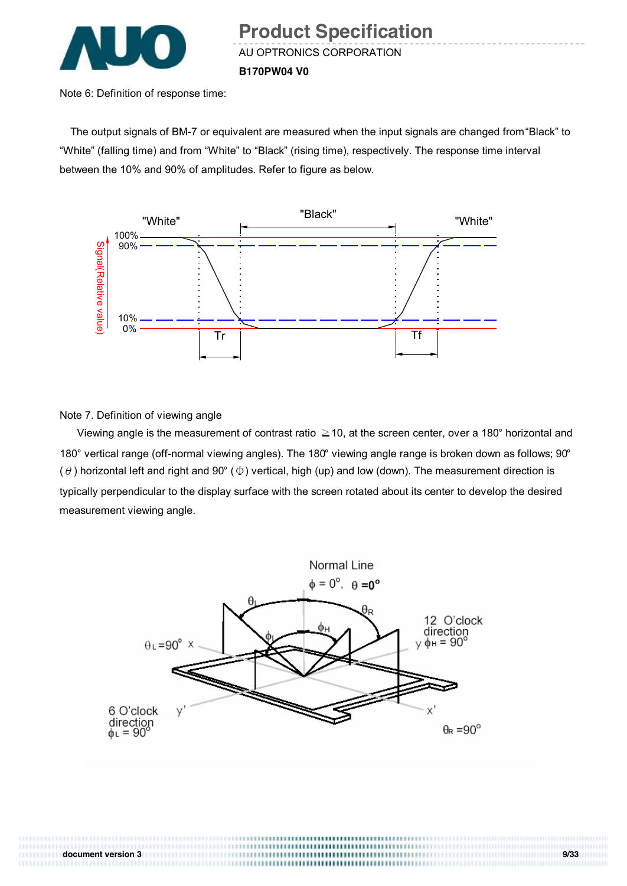Note 6: Definition of response time:

The output signals of BM-7 or equivalent are measured when the input signals are changed from "Black" to "White" (falling time) and from "White" to "Black" (rising time), respectively. The response time interval between the 10% and 90% of amplitudes. Refer to figure as below.

Note 7. Definition of viewing angle

Viewing angle is the measurement of contrast ratio ≧10, at the screen center, over a 180° horizontal and 180° vertical range (off-normal viewing angles). The 180° viewing angle range is broken down as follows; 90° ( $\theta$ ) horizontal left and right and 90° ( $\Phi$ ) vertical, high (up) and low (down). The measurement direction is typically perpendicular to the display surface with the screen rotated about its center to develop the desired measurement viewing angle.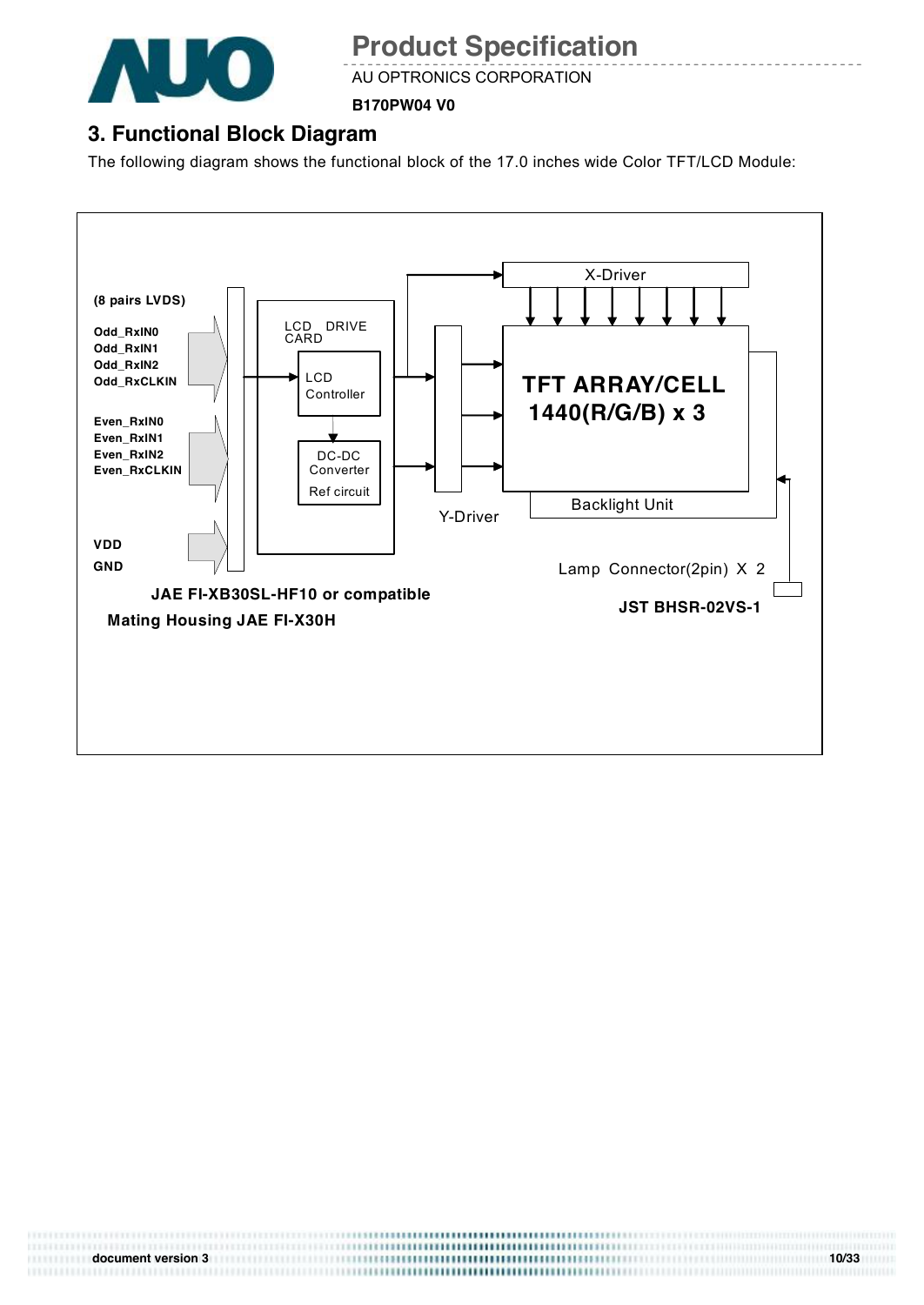## 3. Functional Block Diagram

The following diagram shows the functional block of the 17.0 inches wide Color TFT/LCD Module:

(8 pairs LVDS)

Odd_RxIN0
Odd_RxIN1
Odd_RxIN2
Odd_RxCLKIN

Even_RxIN0
Even_RxIN1
Even_RxIN2
Even_RxCLKIN

VDD
GND

LCD DRIVE CARD

LCD Controller

DC-DC Converter

Ref circuit

X-Driver

Y-Driver

TFT ARRAY/CELL
1440(R/G/B) x 3

Backlight Unit

Lamp Connector(2pin) X 2

JST BHSR-02VS-1

JAE FI-XB30SL-HF10 or compatible

Mating Housing JAE FI-X30H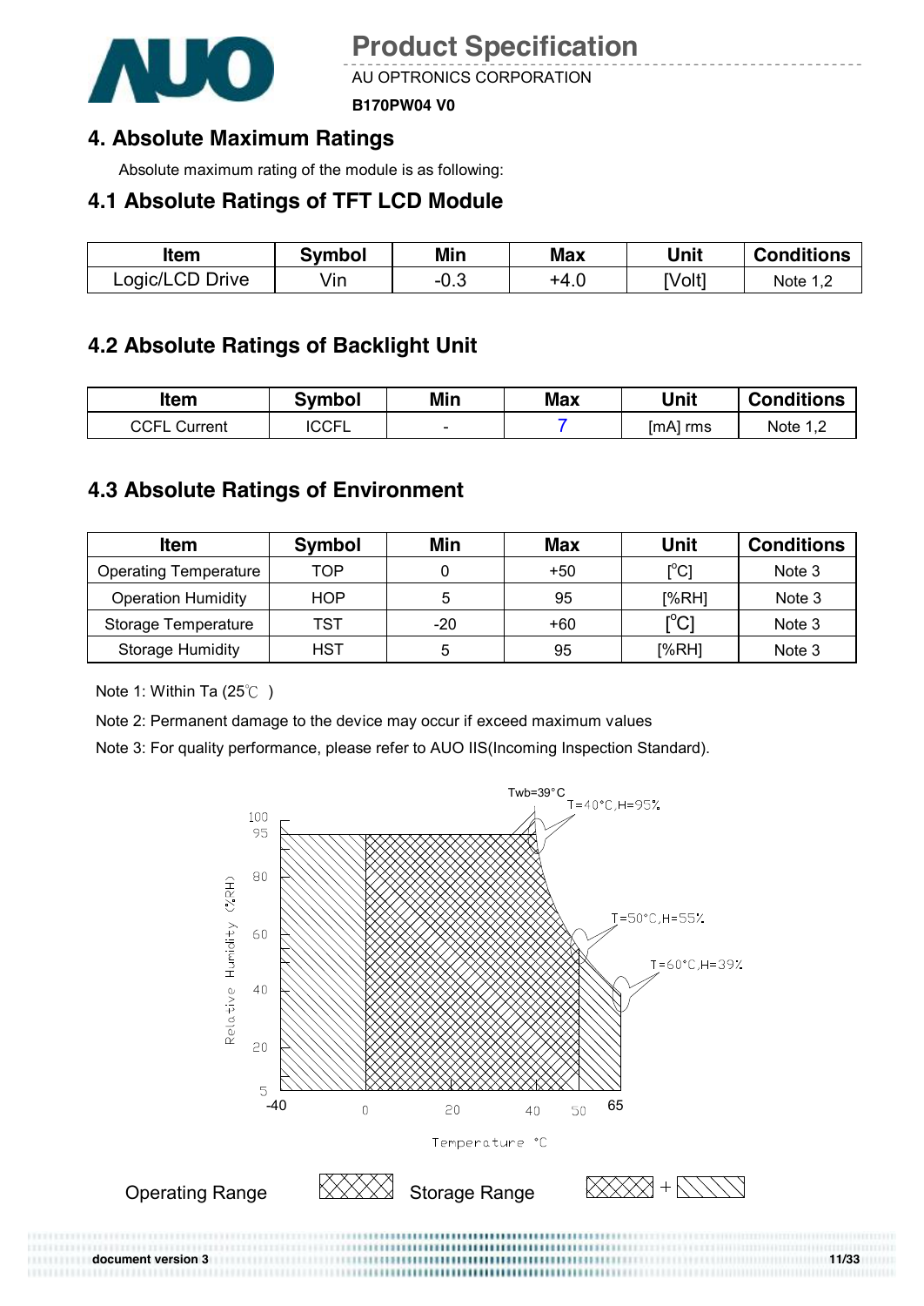# 4. Absolute Maximum Ratings

Absolute maximum rating of the module is as following:

## 4.1 Absolute Ratings of TFT LCD Module

| Item | Symbol | Min | Max | Unit | Conditions |
|---|---|---|---|---|---|
| Logic/LCD Drive | Vin | -0.3 | +4.0 | [Volt] | Note 1,2 |

## 4.2 Absolute Ratings of Backlight Unit

| Item | Symbol | Min | Max | Unit | Conditions |
|---|---|---|---|---|---|
| CCFL Current | ICCFL | - | 7 | [mA] rms | Note 1,2 |

## 4.3 Absolute Ratings of Environment

| Item | Symbol | Min | Max | Unit | Conditions |
|---|---|---|---|---|---|
| Operating Temperature | TOP | 0 | +50 | [°C] | Note 3 |
| Operation Humidity | HOP | 5 | 95 | [%RH] | Note 3 |
| Storage Temperature | TST | -20 | +60 | [°C] | Note 3 |
| Storage Humidity | HST | 5 | 95 | [%RH] | Note 3 |

Note 1: Within Ta (25℃ )

Note 2: Permanent damage to the device may occur if exceed maximum values

Note 3: For quality performance, please refer to AUO IIS(Incoming Inspection Standard).

Twb=39°C

T=40°C,H=95%

T=50°C,H=55%

T=60°C,H=39%

Relative Humidity (%RH)

Temperature °C

Operating Range

Storage Range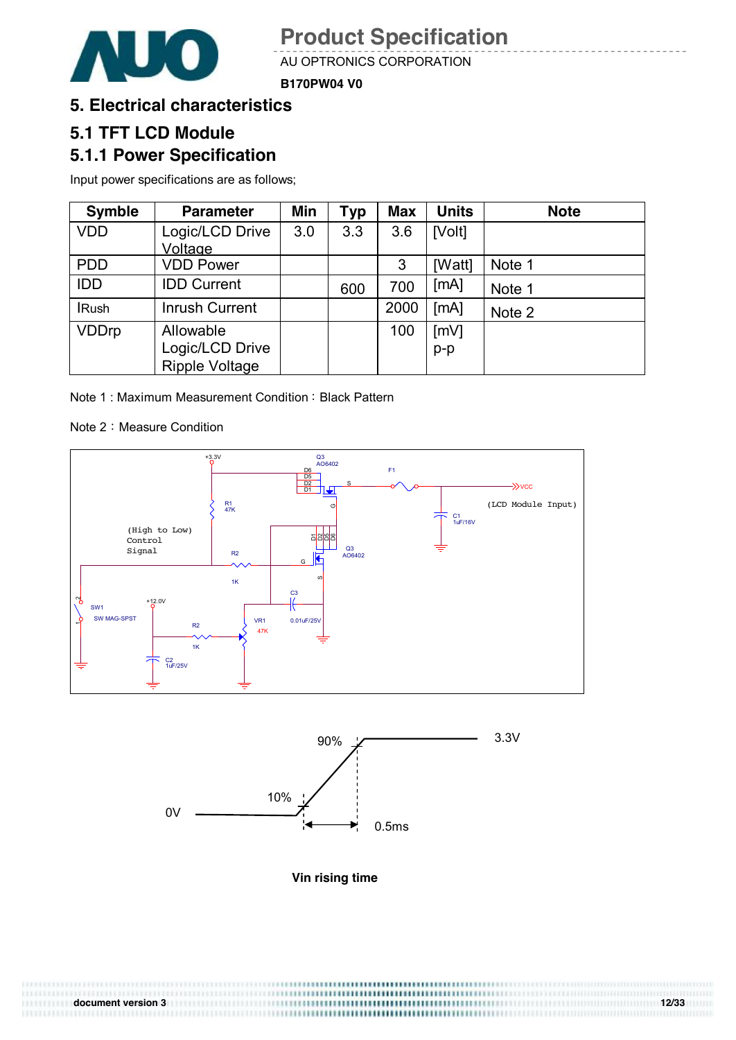# 5. Electrical characteristics

## 5.1 TFT LCD Module

### 5.1.1 Power Specification

Input power specifications are as follows;

| Symble | Parameter | Min | Typ | Max | Units | Note |
|---|---|---|---|---|---|---|
| VDD | Logic/LCD Drive Voltage | 3.0 | 3.3 | 3.6 | [Volt] | |
| PDD | VDD Power | | | 3 | [Watt] | Note 1 |
| IDD | IDD Current | | 600 | 700 | [mA] | Note 1 |
| IRush | Inrush Current | | | 2000 | [mA] | Note 2 |
| VDDrp | Allowable Logic/LCD Drive Ripple Voltage | | | 100 | [mV] p-p | |

Note 1 : Maximum Measurement Condition：Black Pattern

Note 2：Measure Condition

Vin rising time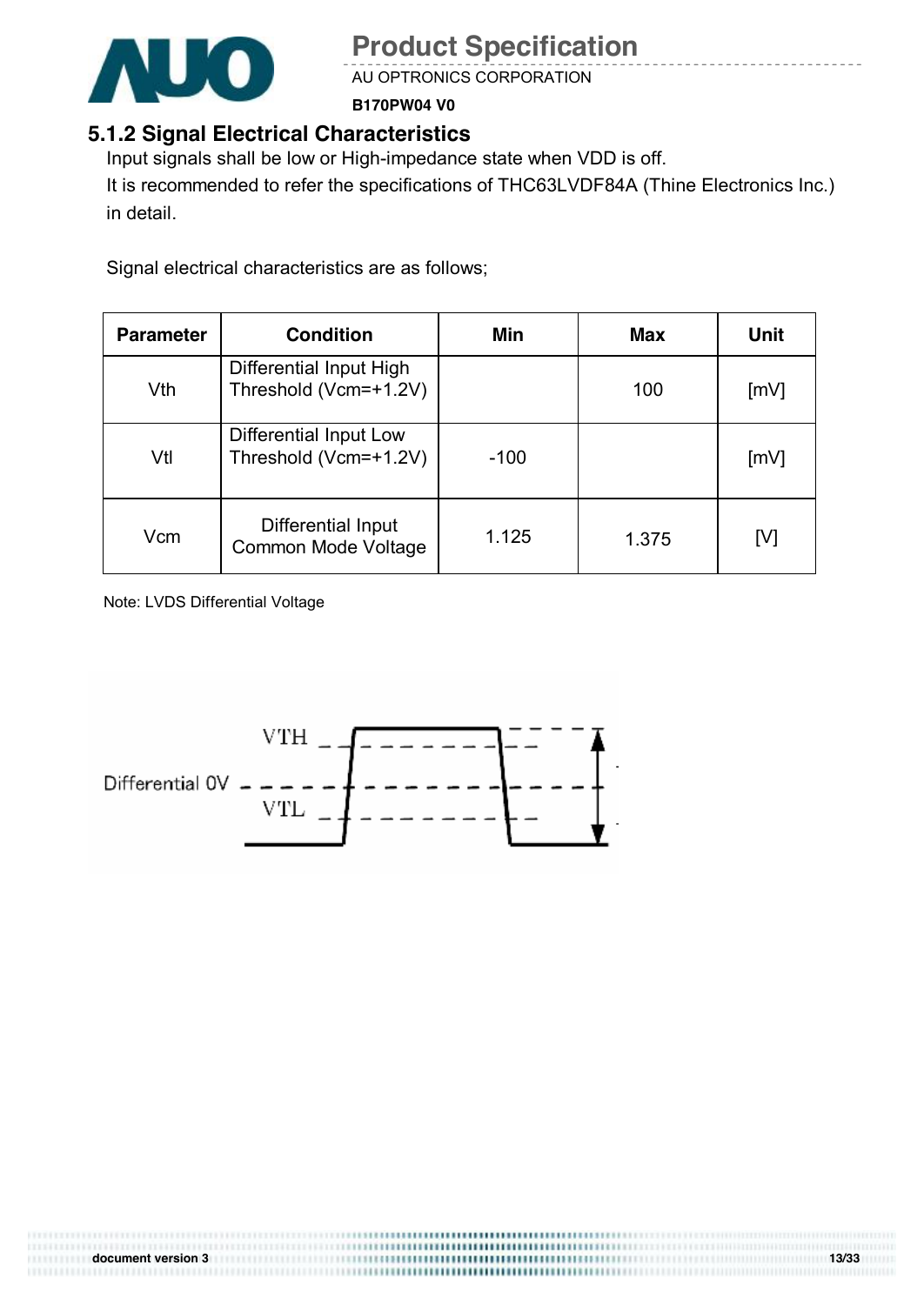## 5.1.2 Signal Electrical Characteristics

Input signals shall be low or High-impedance state when VDD is off.
It is recommended to refer the specifications of THC63LVDF84A (Thine Electronics Inc.) in detail.

Signal electrical characteristics are as follows;

| Parameter | Condition | Min | Max | Unit |
|---|---|---|---|---|
| Vth | Differential Input High Threshold (Vcm=+1.2V) | | 100 | [mV] |
| Vtl | Differential Input Low Threshold (Vcm=+1.2V) | -100 | | [mV] |
| Vcm | Differential Input Common Mode Voltage | 1.125 | 1.375 | [V] |

Note: LVDS Differential Voltage

VTH

Differential 0V

VTL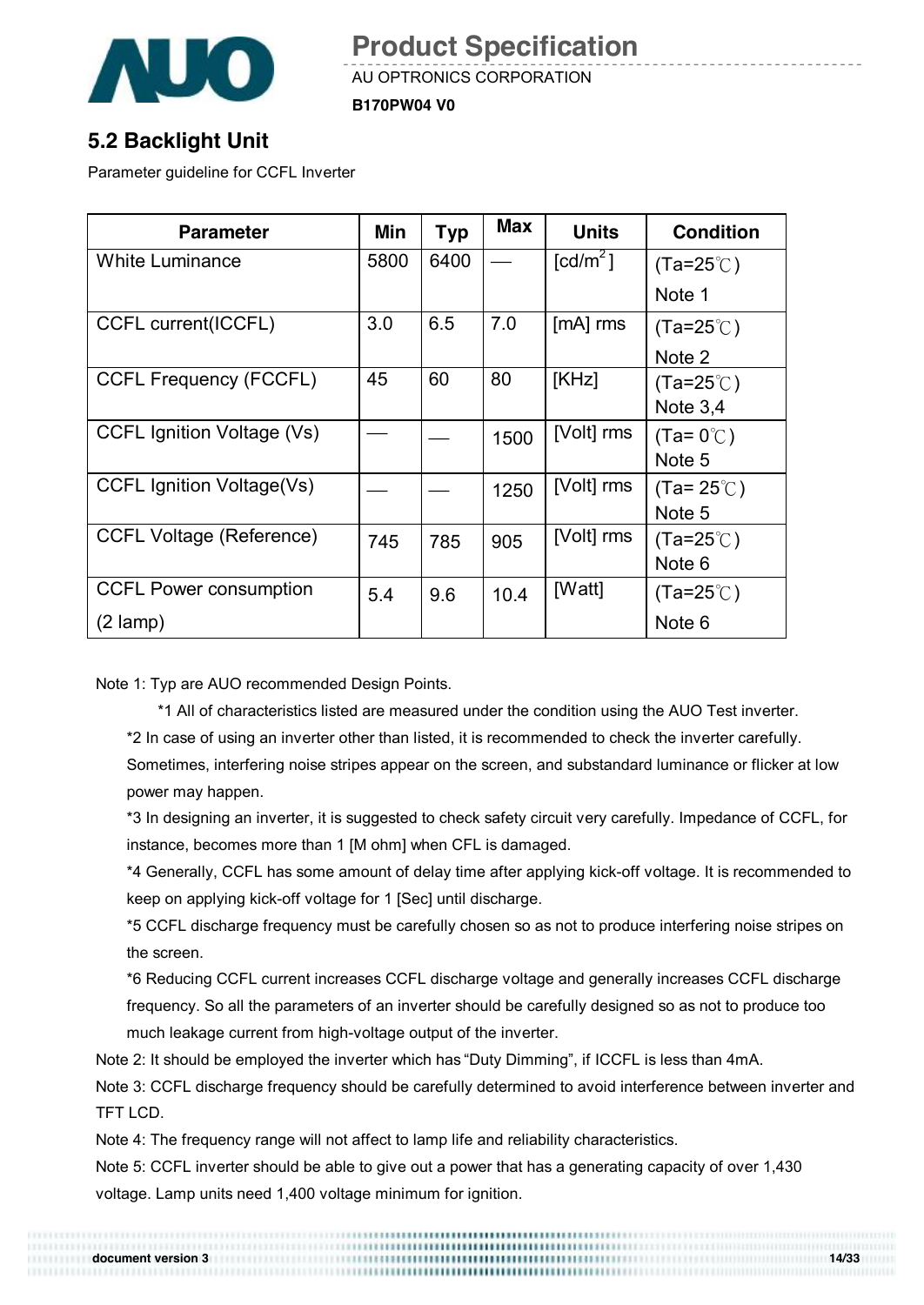## 5.2 Backlight Unit

Parameter guideline for CCFL Inverter

| Parameter | Min | Typ | Max | Units | Condition |
|---|---|---|---|---|---|
| White Luminance | 5800 | 6400 | — | [cd/m$^2$] | (Ta=25℃) Note 1 |
| CCFL current(ICCFL) | 3.0 | 6.5 | 7.0 | [mA] rms | (Ta=25℃) Note 2 |
| CCFL Frequency (FCCFL) | 45 | 60 | 80 | [KHz] | (Ta=25℃) Note 3,4 |
| CCFL Ignition Voltage (Vs) | — | — | 1500 | [Volt] rms | (Ta= 0℃) Note 5 |
| CCFL Ignition Voltage(Vs) | — | — | 1250 | [Volt] rms | (Ta= 25℃) Note 5 |
| CCFL Voltage (Reference) | 745 | 785 | 905 | [Volt] rms | (Ta=25℃) Note 6 |
| CCFL Power consumption (2 lamp) | 5.4 | 9.6 | 10.4 | [Watt] | (Ta=25℃) Note 6 |

Note 1: Typ are AUO recommended Design Points.

*1 All of characteristics listed are measured under the condition using the AUO Test inverter.

*2 In case of using an inverter other than listed, it is recommended to check the inverter carefully. Sometimes, interfering noise stripes appear on the screen, and substandard luminance or flicker at low power may happen.

*3 In designing an inverter, it is suggested to check safety circuit very carefully. Impedance of CCFL, for instance, becomes more than 1 [M ohm] when CFL is damaged.

*4 Generally, CCFL has some amount of delay time after applying kick-off voltage. It is recommended to keep on applying kick-off voltage for 1 [Sec] until discharge.

*5 CCFL discharge frequency must be carefully chosen so as not to produce interfering noise stripes on the screen.

*6 Reducing CCFL current increases CCFL discharge voltage and generally increases CCFL discharge frequency. So all the parameters of an inverter should be carefully designed so as not to produce too much leakage current from high-voltage output of the inverter.

Note 2: It should be employed the inverter which has "Duty Dimming", if ICCFL is less than 4mA.

Note 3: CCFL discharge frequency should be carefully determined to avoid interference between inverter and TFT LCD.

Note 4: The frequency range will not affect to lamp life and reliability characteristics.

Note 5: CCFL inverter should be able to give out a power that has a generating capacity of over 1,430 voltage. Lamp units need 1,400 voltage minimum for ignition.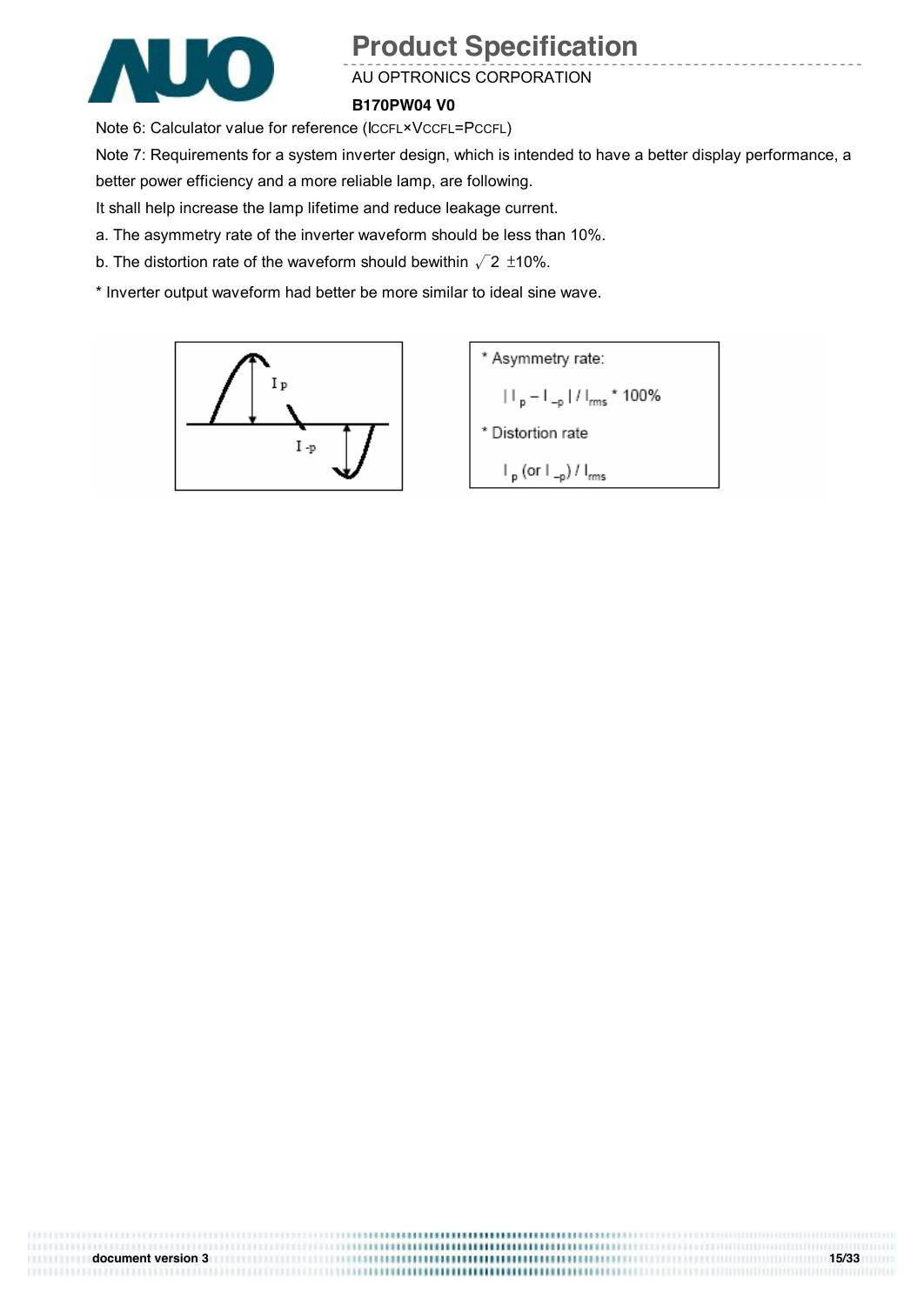Note 6: Calculator value for reference ($I_{CCFL} \times V_{CCFL} = P_{CCFL}$)

Note 7: Requirements for a system inverter design, which is intended to have a better display performance, a better power efficiency and a more reliable lamp, are following.

It shall help increase the lamp lifetime and reduce leakage current.

a. The asymmetry rate of the inverter waveform should be less than 10%.

b. The distortion rate of the waveform should bewithin $\sqrt{2}$ ±10%.

* Inverter output waveform had better be more similar to ideal sine wave.

* Asymmetry rate:

$$| I_p - I_{-p} | / I_{rms} * 100\%$$

* Distortion rate

$$I_p \text{ (or } I_{-p}) / I_{rms}$$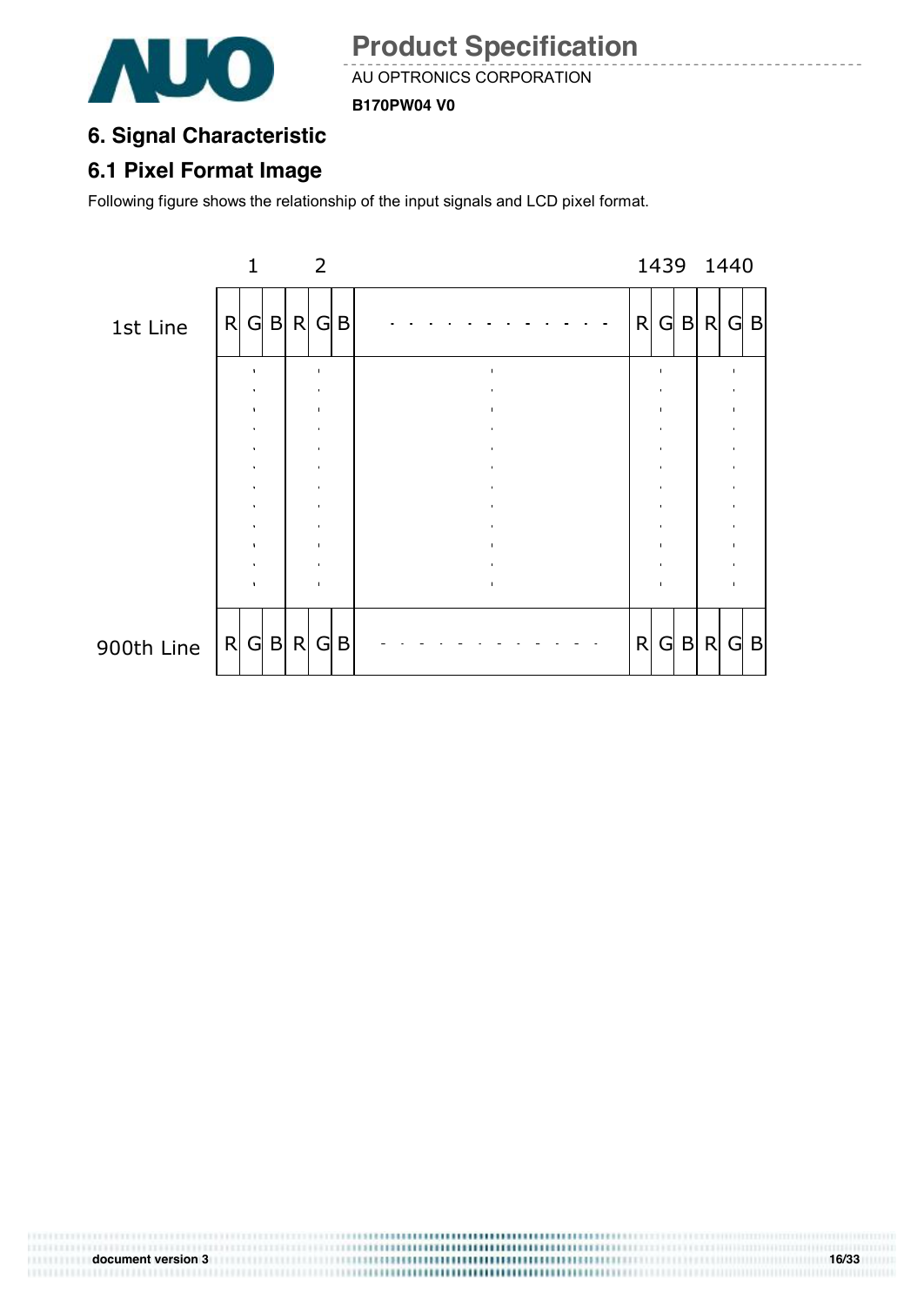# 6. Signal Characteristic

## 6.1 Pixel Format Image

Following figure shows the relationship of the input signals and LCD pixel format.

| | 1 | | | 2 | | | | 1439 | | | 1440 | | |
|---|---|---|---|---|---|---|---|---|---|---|---|---|---|
| 1st Line | R | G | B | R | G | B | - - - - - - - - - - - - | R | G | B | R | G | B |
| | ⋮ | | | ⋮ | | | ⋮ | ⋮ | | | ⋮ | | |
| 900th Line | R | G | B | R | G | B | - - - - - - - - - - - - | R | G | B | R | G | B |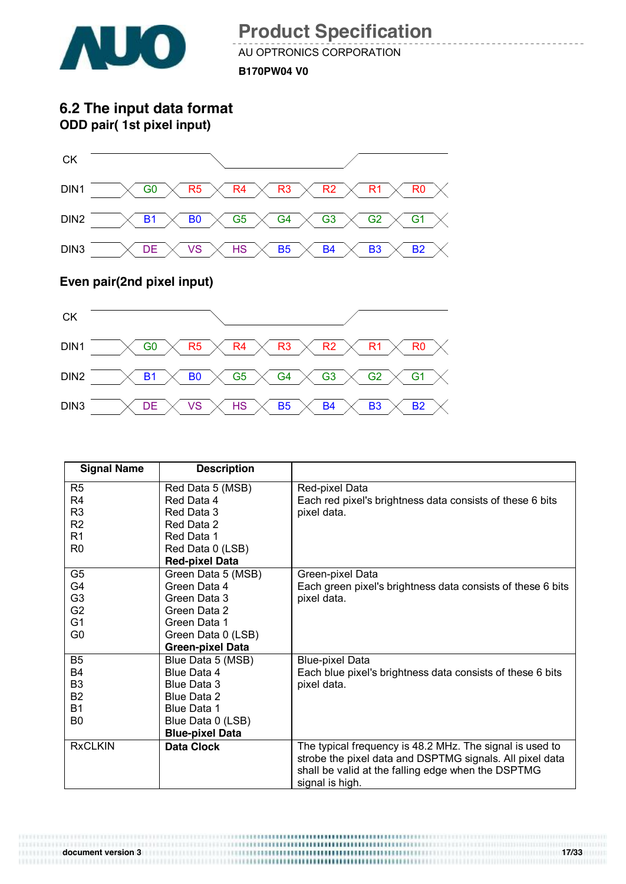## 6.2 The input data format

**ODD pair( 1st pixel input)**

| CK | | | | | | | |
|---|---|---|---|---|---|---|---|
| DIN1 | G0 | R5 | R4 | R3 | R2 | R1 | R0 |
| DIN2 | B1 | B0 | G5 | G4 | G3 | G2 | G1 |
| DIN3 | DE | VS | HS | B5 | B4 | B3 | B2 |

**Even pair(2nd pixel input)**

| CK | | | | | | | |
|---|---|---|---|---|---|---|---|
| DIN1 | G0 | R5 | R4 | R3 | R2 | R1 | R0 |
| DIN2 | B1 | B0 | G5 | G4 | G3 | G2 | G1 |
| DIN3 | DE | VS | HS | B5 | B4 | B3 | B2 |

| Signal Name | Description | |
|---|---|---|
| R5<br>R4<br>R3<br>R2<br>R1<br>R0 | Red Data 5 (MSB)<br>Red Data 4<br>Red Data 3<br>Red Data 2<br>Red Data 1<br>Red Data 0 (LSB)<br>**Red-pixel Data** | Red-pixel Data<br>Each red pixel's brightness data consists of these 6 bits pixel data. |
| G5<br>G4<br>G3<br>G2<br>G1<br>G0 | Green Data 5 (MSB)<br>Green Data 4<br>Green Data 3<br>Green Data 2<br>Green Data 1<br>Green Data 0 (LSB)<br>**Green-pixel Data** | Green-pixel Data<br>Each green pixel's brightness data consists of these 6 bits pixel data. |
| B5<br>B4<br>B3<br>B2<br>B1<br>B0 | Blue Data 5 (MSB)<br>Blue Data 4<br>Blue Data 3<br>Blue Data 2<br>Blue Data 1<br>Blue Data 0 (LSB)<br>**Blue-pixel Data** | Blue-pixel Data<br>Each blue pixel's brightness data consists of these 6 bits pixel data. |
| RxCLKIN | **Data Clock** | The typical frequency is 48.2 MHz. The signal is used to strobe the pixel data and DSPTMG signals. All pixel data shall be valid at the falling edge when the DSPTMG signal is high. |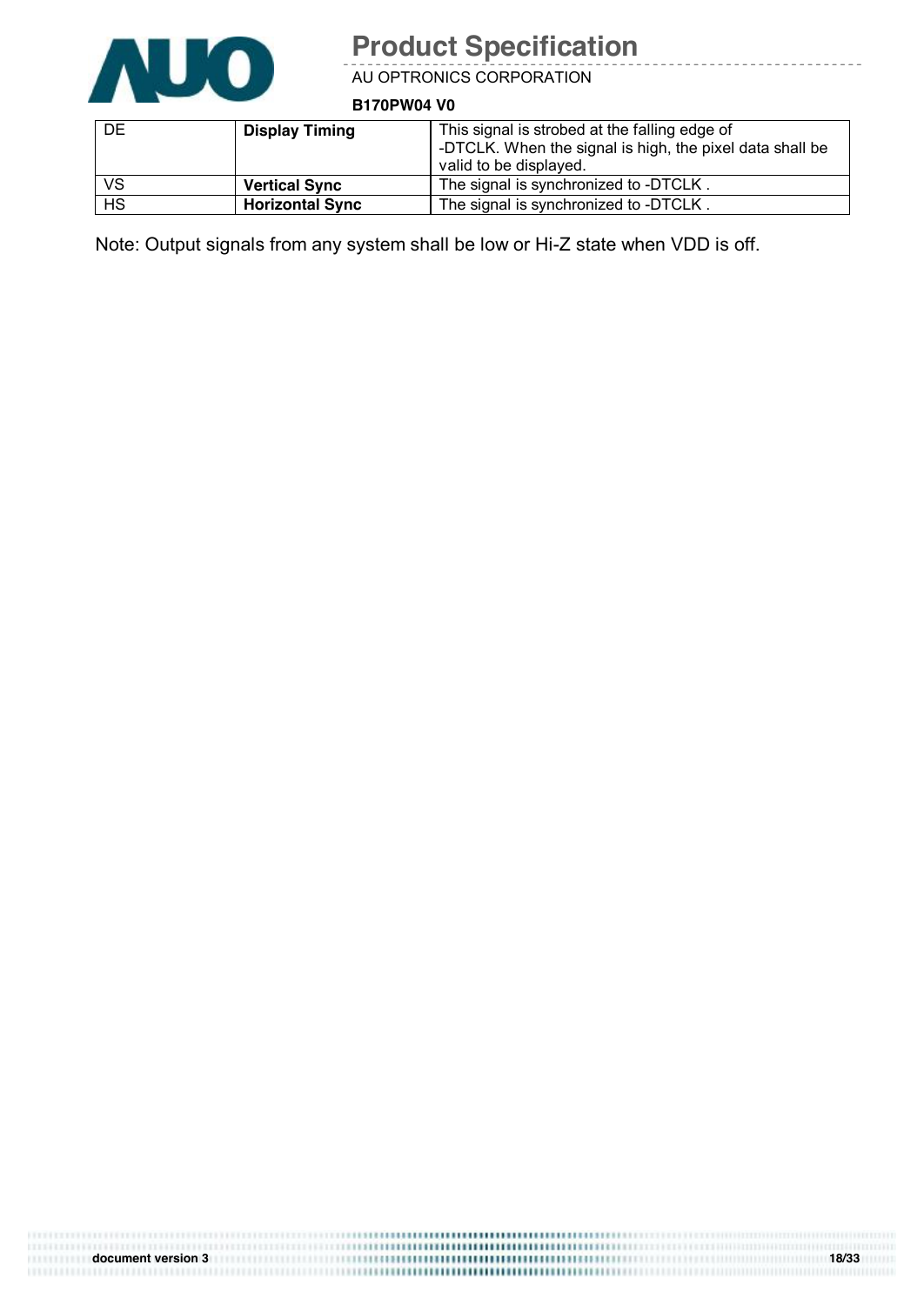| DE | **Display Timing** | This signal is strobed at the falling edge of -DTCLK. When the signal is high, the pixel data shall be valid to be displayed. |
|---|---|---|
| VS | **Vertical Sync** | The signal is synchronized to -DTCLK . |
| HS | **Horizontal Sync** | The signal is synchronized to -DTCLK . |

Note: Output signals from any system shall be low or Hi-Z state when VDD is off.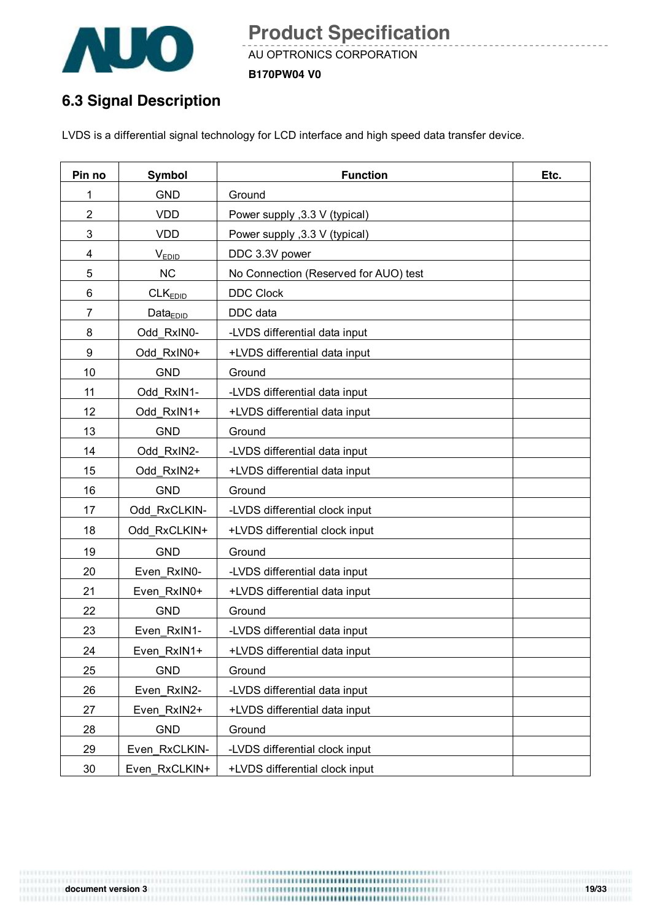## 6.3 Signal Description

LVDS is a differential signal technology for LCD interface and high speed data transfer device.

| Pin no | Symbol | Function | Etc. |
|---|---|---|---|
| 1 | GND | Ground | |
| 2 | VDD | Power supply ,3.3 V (typical) | |
| 3 | VDD | Power supply ,3.3 V (typical) | |
| 4 | $V_{EDID}$ | DDC 3.3V power | |
| 5 | NC | No Connection (Reserved for AUO) test | |
| 6 | $CLK_{EDID}$ | DDC Clock | |
| 7 | $Data_{EDID}$ | DDC data | |
| 8 | Odd_RxIN0- | -LVDS differential data input | |
| 9 | Odd_RxIN0+ | +LVDS differential data input | |
| 10 | GND | Ground | |
| 11 | Odd_RxIN1- | -LVDS differential data input | |
| 12 | Odd_RxIN1+ | +LVDS differential data input | |
| 13 | GND | Ground | |
| 14 | Odd_RxIN2- | -LVDS differential data input | |
| 15 | Odd_RxIN2+ | +LVDS differential data input | |
| 16 | GND | Ground | |
| 17 | Odd_RxCLKIN- | -LVDS differential clock input | |
| 18 | Odd_RxCLKIN+ | +LVDS differential clock input | |
| 19 | GND | Ground | |
| 20 | Even_RxIN0- | -LVDS differential data input | |
| 21 | Even_RxIN0+ | +LVDS differential data input | |
| 22 | GND | Ground | |
| 23 | Even_RxIN1- | -LVDS differential data input | |
| 24 | Even_RxIN1+ | +LVDS differential data input | |
| 25 | GND | Ground | |
| 26 | Even_RxIN2- | -LVDS differential data input | |
| 27 | Even_RxIN2+ | +LVDS differential data input | |
| 28 | GND | Ground | |
| 29 | Even_RxCLKIN- | -LVDS differential clock input | |
| 30 | Even_RxCLKIN+ | +LVDS differential clock input | |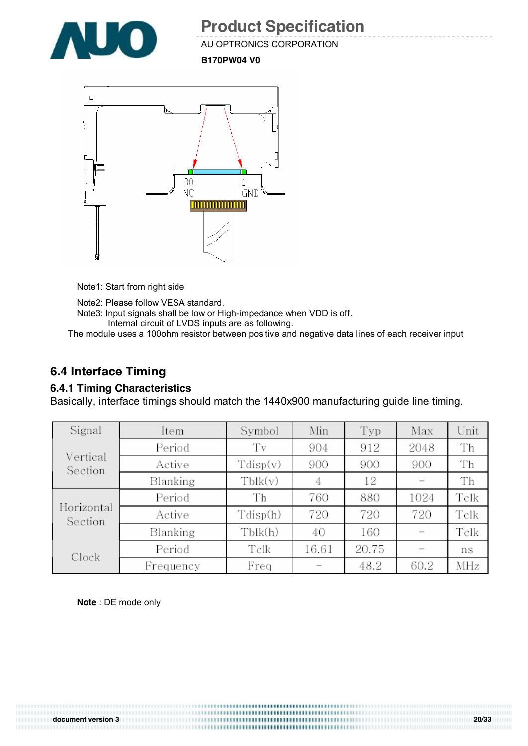Note1: Start from right side

Note2: Please follow VESA standard.

Note3: Input signals shall be low or High-impedance when VDD is off.
Internal circuit of LVDS inputs are as following.

The module uses a 100ohm resistor between positive and negative data lines of each receiver input

## 6.4 Interface Timing

### 6.4.1 Timing Characteristics

Basically, interface timings should match the 1440x900 manufacturing guide line timing.

| Signal | Item | Symbol | Min | Typ | Max | Unit |
|---|---|---|---|---|---|---|
| Vertical Section | Period | Tv | 904 | 912 | 2048 | Th |
| | Active | Tdisp(v) | 900 | 900 | 900 | Th |
| | Blanking | Tblk(v) | 4 | 12 | – | Th |
| Horizontal Section | Period | Th | 760 | 880 | 1024 | Tclk |
| | Active | Tdisp(h) | 720 | 720 | 720 | Tclk |
| | Blanking | Tblk(h) | 40 | 160 | – | Tclk |
| Clock | Period | Tclk | 16.61 | 20.75 | – | ns |
| | Frequency | Freq | – | 48.2 | 60.2 | MHz |

**Note** : DE mode only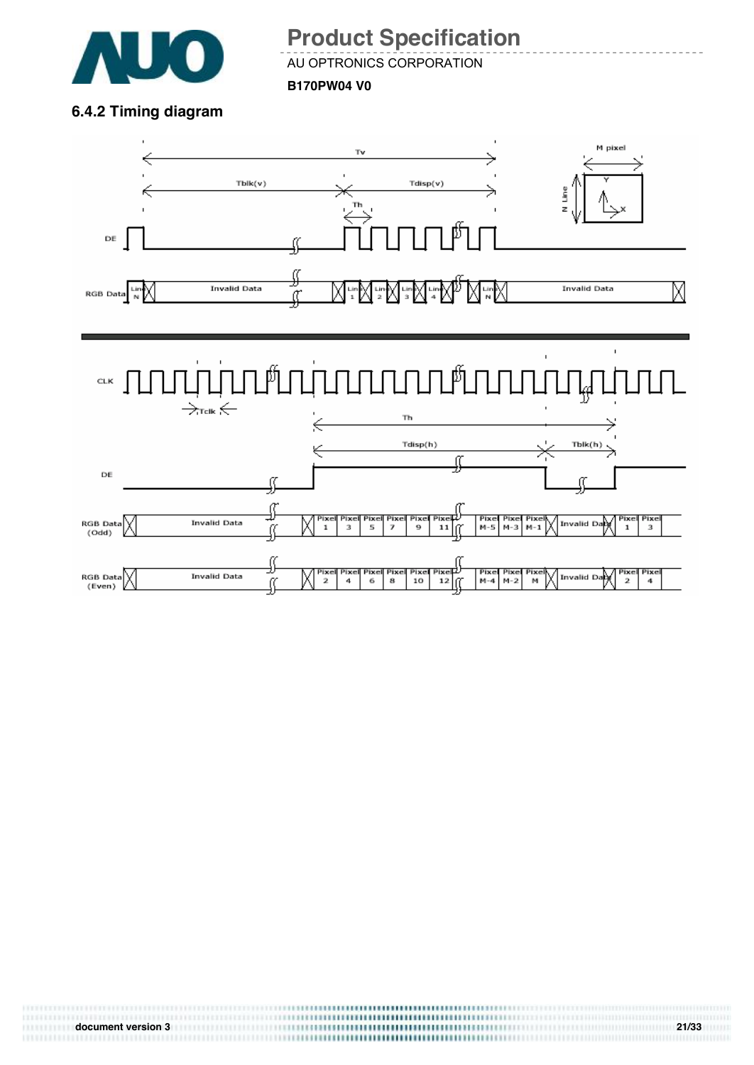### 6.4.2 Timing diagram

Tv

Tblk(v) Tdisp(v)

Th

M pixel

N Line

Y

X

DE

RGB Data Line N Invalid Data Line 1 Line 2 Line 3 Line 4 Line N Invalid Data

CLK

Tclk

Th

Tdisp(h) Tblk(h)

DE

RGB Data (Odd) Invalid Data Pixel 1 Pixel 3 Pixel 5 Pixel 7 Pixel 9 Pixel 11 Pixel M-5 Pixel M-3 Pixel M-1 Invalid Data Pixel 1 Pixel 3

RGB Data (Even) Invalid Data Pixel 2 Pixel 4 Pixel 6 Pixel 8 Pixel 10 Pixel 12 Pixel M-4 Pixel M-2 Pixel M Invalid Data Pixel 2 Pixel 4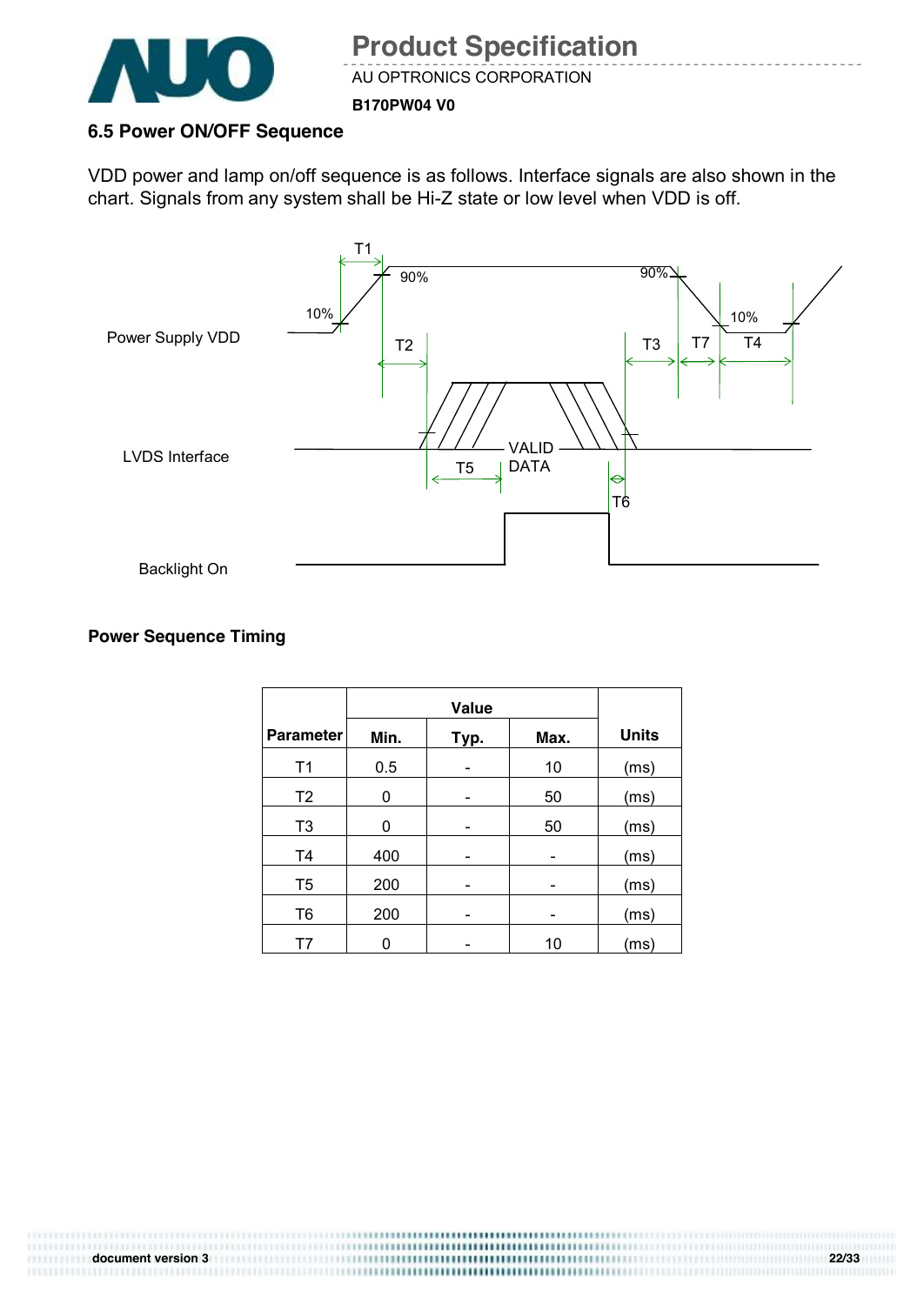### 6.5 Power ON/OFF Sequence

VDD power and lamp on/off sequence is as follows. Interface signals are also shown in the chart. Signals from any system shall be Hi-Z state or low level when VDD is off.

**Power Sequence Timing**

| Parameter | Value | | | Units |
|---|---|---|---|---|
| | Min. | Typ. | Max. | |
| T1 | 0.5 | - | 10 | (ms) |
| T2 | 0 | - | 50 | (ms) |
| T3 | 0 | - | 50 | (ms) |
| T4 | 400 | - | - | (ms) |
| T5 | 200 | - | - | (ms) |
| T6 | 200 | - | - | (ms) |
| T7 | 0 | - | 10 | (ms) |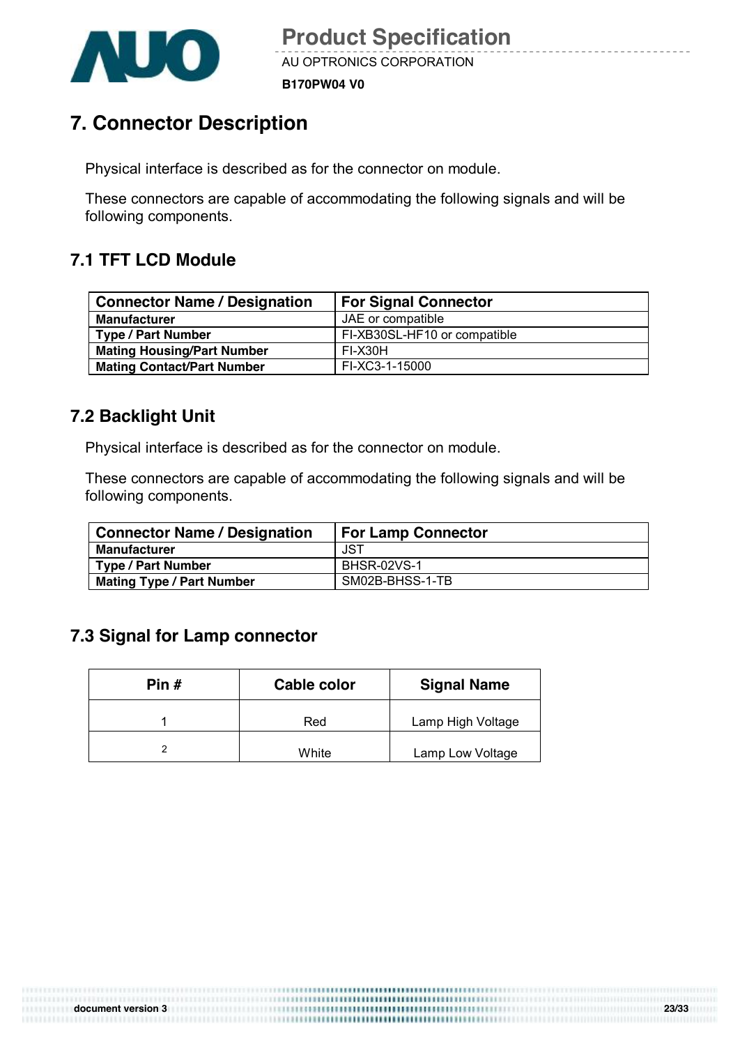# 7. Connector Description

Physical interface is described as for the connector on module.

These connectors are capable of accommodating the following signals and will be following components.

## 7.1 TFT LCD Module

| Connector Name / Designation | For Signal Connector |
|---|---|
| **Manufacturer** | JAE or compatible |
| **Type / Part Number** | FI-XB30SL-HF10 or compatible |
| **Mating Housing/Part Number** | FI-X30H |
| **Mating Contact/Part Number** | FI-XC3-1-15000 |

## 7.2 Backlight Unit

Physical interface is described as for the connector on module.

These connectors are capable of accommodating the following signals and will be following components.

| Connector Name / Designation | For Lamp Connector |
|---|---|
| **Manufacturer** | JST |
| **Type / Part Number** | BHSR-02VS-1 |
| **Mating Type / Part Number** | SM02B-BHSS-1-TB |

## 7.3 Signal for Lamp connector

| Pin # | Cable color | Signal Name |
|---|---|---|
| 1 | Red | Lamp High Voltage |
| 2 | White | Lamp Low Voltage |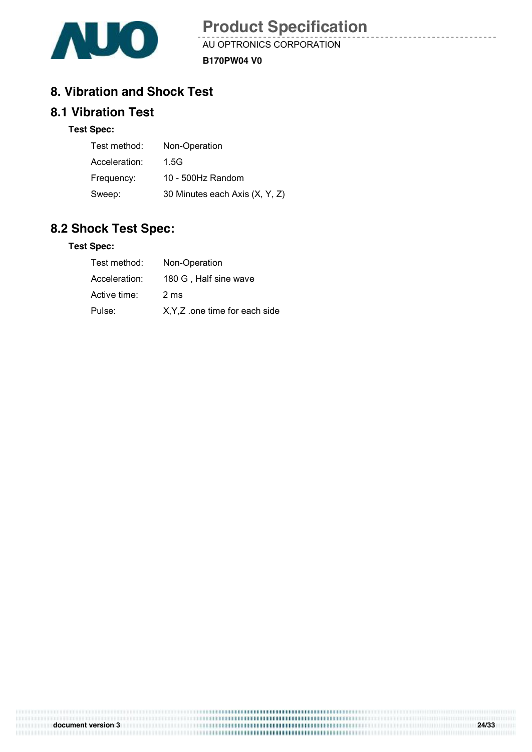# 8. Vibration and Shock Test

## 8.1 Vibration Test

**Test Spec:**

| | |
|---|---|
| Test method: | Non-Operation |
| Acceleration: | 1.5G |
| Frequency: | 10 - 500Hz Random |
| Sweep: | 30 Minutes each Axis (X, Y, Z) |

## 8.2 Shock Test Spec:

**Test Spec:**

| | |
|---|---|
| Test method: | Non-Operation |
| Acceleration: | 180 G , Half sine wave |
| Active time: | 2 ms |
| Pulse: | X,Y,Z .one time for each side |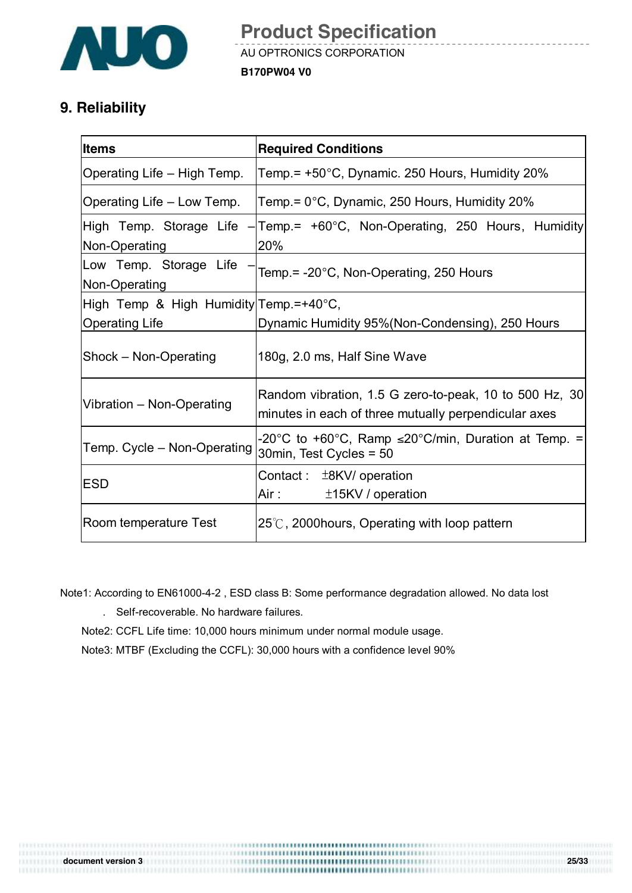## 9. Reliability

| Items | Required Conditions |
|---|---|
| Operating Life – High Temp. | Temp.= +50°C, Dynamic. 250 Hours, Humidity 20% |
| Operating Life – Low Temp. | Temp.= 0°C, Dynamic, 250 Hours, Humidity 20% |
| High Temp. Storage Life – Non-Operating | Temp.= +60°C, Non-Operating, 250 Hours, Humidity 20% |
| Low Temp. Storage Life – Non-Operating | Temp.= -20°C, Non-Operating, 250 Hours |
| High Temp & High Humidity Operating Life | Temp.=+40°C, Dynamic Humidity 95%(Non-Condensing), 250 Hours |
| Shock – Non-Operating | 180g, 2.0 ms, Half Sine Wave |
| Vibration – Non-Operating | Random vibration, 1.5 G zero-to-peak, 10 to 500 Hz, 30 minutes in each of three mutually perpendicular axes |
| Temp. Cycle – Non-Operating | -20°C to +60°C, Ramp ≤20°C/min, Duration at Temp. = 30min, Test Cycles = 50 |
| ESD | Contact : ±8KV/ operation<br>Air : ±15KV / operation |
| Room temperature Test | 25℃, 2000hours, Operating with loop pattern |

Note1: According to EN61000-4-2 , ESD class B: Some performance degradation allowed. No data lost

. Self-recoverable. No hardware failures.

Note2: CCFL Life time: 10,000 hours minimum under normal module usage.

Note3: MTBF (Excluding the CCFL): 30,000 hours with a confidence level 90%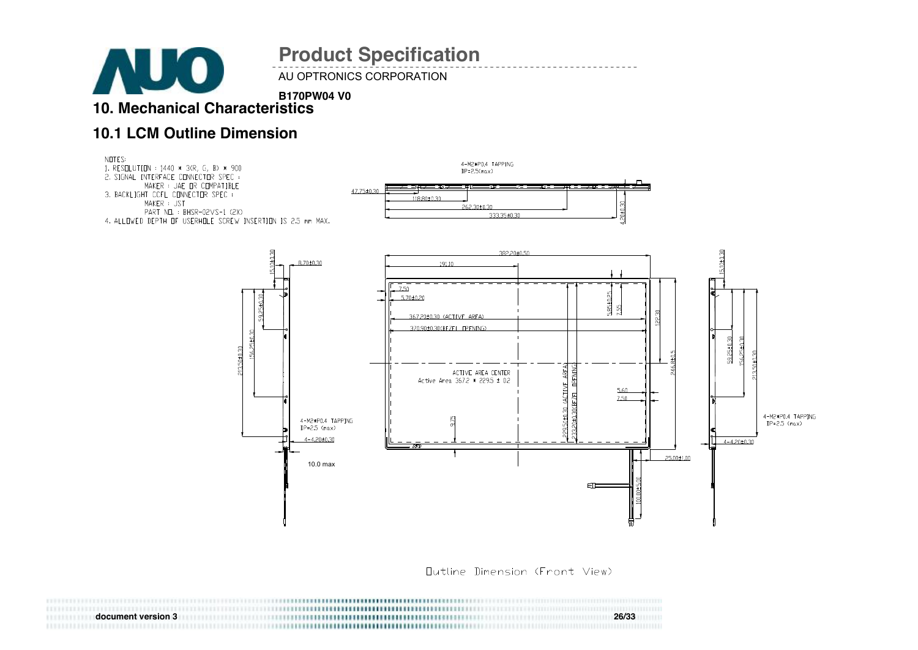## 10. Mechanical Characteristics

### 10.1 LCM Outline Dimension

NOTES:
1. RESOLUTION : 1440 * 3(R, G, B) * 900
2. SIGNAL INTERFACE CONNECTOR SPEC :
   MAKER : JAE OR COMPATIBLE
3. BACKLIGHT CCFL CONNECTOR SPEC :
   MAKER : JST
   PART NO. : BHSR-02VS-1 (2X)
4. ALLOWED DEPTH OF USERHOLE SCREW INSERTION IS 2.5 mm MAX.

4-M2*P0.4 TAPPING
DP=2.5(max)

47.75±0.30
118.80±0.30
262.30±0.30
333.35±0.30
4.20±0.30

382.20±0.50
191.10
7.50
5.70±0.20
367.20±0.30 (ACTIVE AREA)
370.90±0.30(BEZEL OPENING)
5.85±0.25
7.55
122.30
246.8±0.5
ACTIVE AREA CENTER
Active Area 367.2 * 229.5 ± 0.2
229.50±0.30 (ACTIVE AREA)
233.20±0.30(BEZEL OPENING)
5.60
7.50
9.75
25.00±1.00
100.00±5.00

15.10±0.30
8.70±0.30
59.25±0.30
156.25±0.30
213.50±0.30
4-M2*P0.4 TAPPING
DP=2.5 (max)
4-4.20±0.30
10.0 max

Outline Dimension (Front View)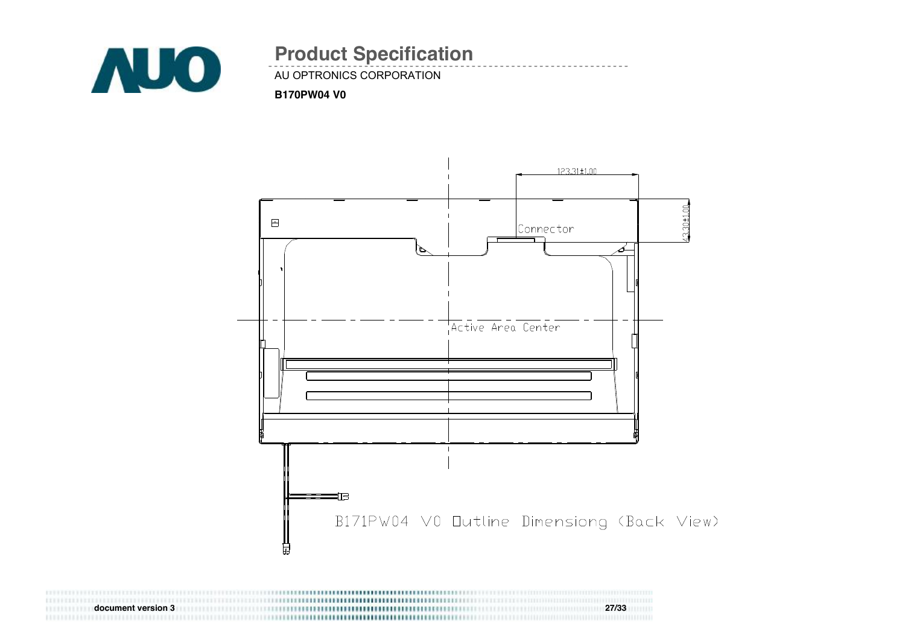# Product Specification

AU OPTRONICS CORPORATION

**B170PW04 V0**

123.31±1.00

43.30±1.00

Connector

Active Area Center

B171PW04 V0 Outline Dimensiong (Back View)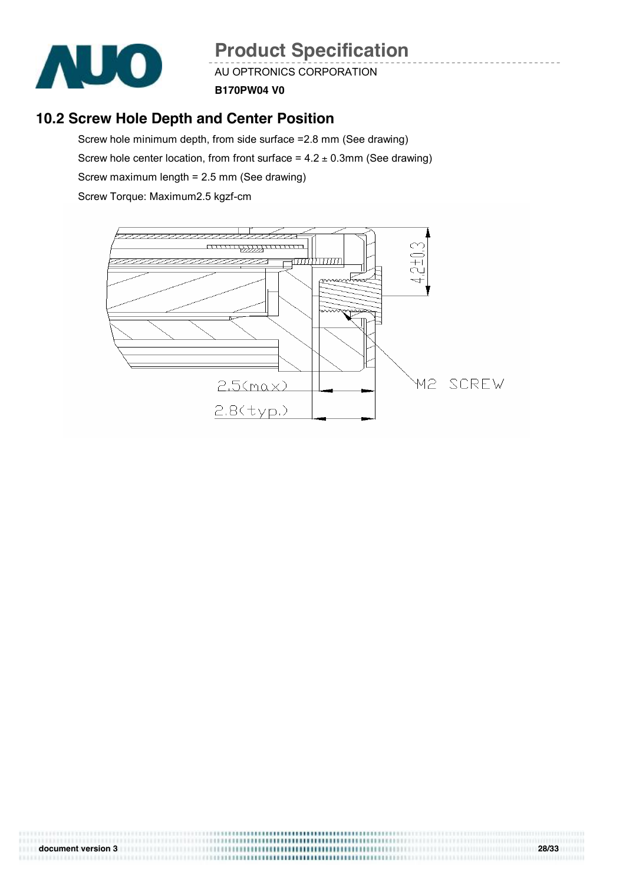## 10.2 Screw Hole Depth and Center Position

Screw hole minimum depth, from side surface =2.8 mm (See drawing)

Screw hole center location, from front surface = 4.2 ± 0.3mm (See drawing)

Screw maximum length = 2.5 mm (See drawing)

Screw Torque: Maximum2.5 kgzf-cm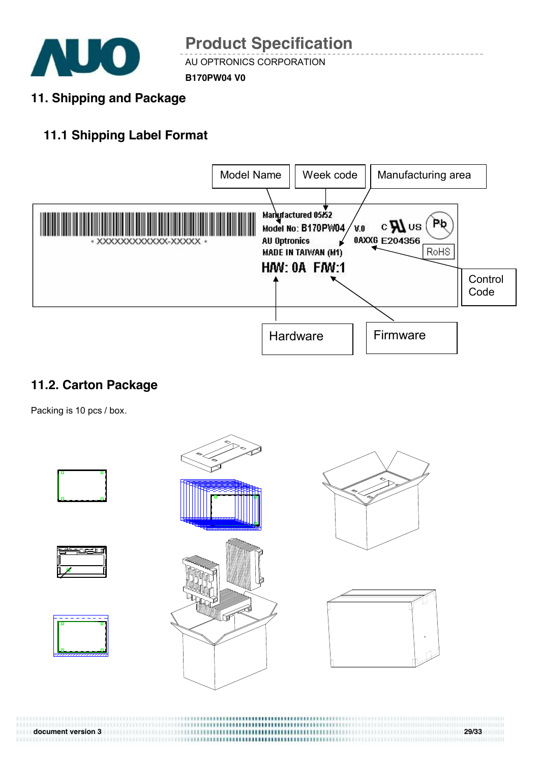## 11. Shipping and Package

### 11.1 Shipping Label Format

Model Name | Week code | Manufacturing area

Manufactured 05/52
Model No: B170PW04 V.0
AU Optronics 0AXXG E204356
MADE IN TAIWAN (M1)
H/W: 0A F/W:1

Control Code

Hardware | Firmware

### 11.2. Carton Package

Packing is 10 pcs / box.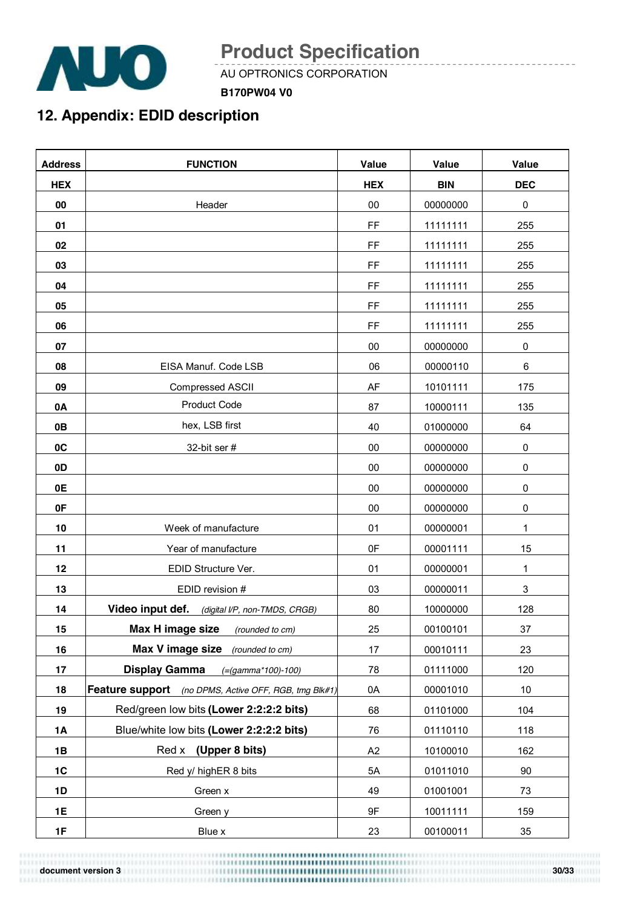## 12. Appendix: EDID description

| Address | FUNCTION | Value | Value | Value |
|---|---|---|---|---|
| HEX | | HEX | BIN | DEC |
| 00 | Header | 00 | 00000000 | 0 |
| 01 | | FF | 11111111 | 255 |
| 02 | | FF | 11111111 | 255 |
| 03 | | FF | 11111111 | 255 |
| 04 | | FF | 11111111 | 255 |
| 05 | | FF | 11111111 | 255 |
| 06 | | FF | 11111111 | 255 |
| 07 | | 00 | 00000000 | 0 |
| 08 | EISA Manuf. Code LSB | 06 | 00000110 | 6 |
| 09 | Compressed ASCII | AF | 10101111 | 175 |
| 0A | Product Code | 87 | 10000111 | 135 |
| 0B | hex, LSB first | 40 | 01000000 | 64 |
| 0C | 32-bit ser # | 00 | 00000000 | 0 |
| 0D | | 00 | 00000000 | 0 |
| 0E | | 00 | 00000000 | 0 |
| 0F | | 00 | 00000000 | 0 |
| 10 | Week of manufacture | 01 | 00000001 | 1 |
| 11 | Year of manufacture | 0F | 00001111 | 15 |
| 12 | EDID Structure Ver. | 01 | 00000001 | 1 |
| 13 | EDID revision # | 03 | 00000011 | 3 |
| 14 | **Video input def.** *(digital I/P, non-TMDS, CRGB)* | 80 | 10000000 | 128 |
| 15 | **Max H image size** *(rounded to cm)* | 25 | 00100101 | 37 |
| 16 | **Max V image size** *(rounded to cm)* | 17 | 00010111 | 23 |
| 17 | **Display Gamma** *(=(gamma*100)-100)* | 78 | 01111000 | 120 |
| 18 | **Feature support** *(no DPMS, Active OFF, RGB, tmg Blk#1)* | 0A | 00001010 | 10 |
| 19 | Red/green low bits **(Lower 2:2:2:2 bits)** | 68 | 01101000 | 104 |
| 1A | Blue/white low bits **(Lower 2:2:2:2 bits)** | 76 | 01110110 | 118 |
| 1B | Red x **(Upper 8 bits)** | A2 | 10100010 | 162 |
| 1C | Red y/ highER 8 bits | 5A | 01011010 | 90 |
| 1D | Green x | 49 | 01001001 | 73 |
| 1E | Green y | 9F | 10011111 | 159 |
| 1F | Blue x | 23 | 00100011 | 35 |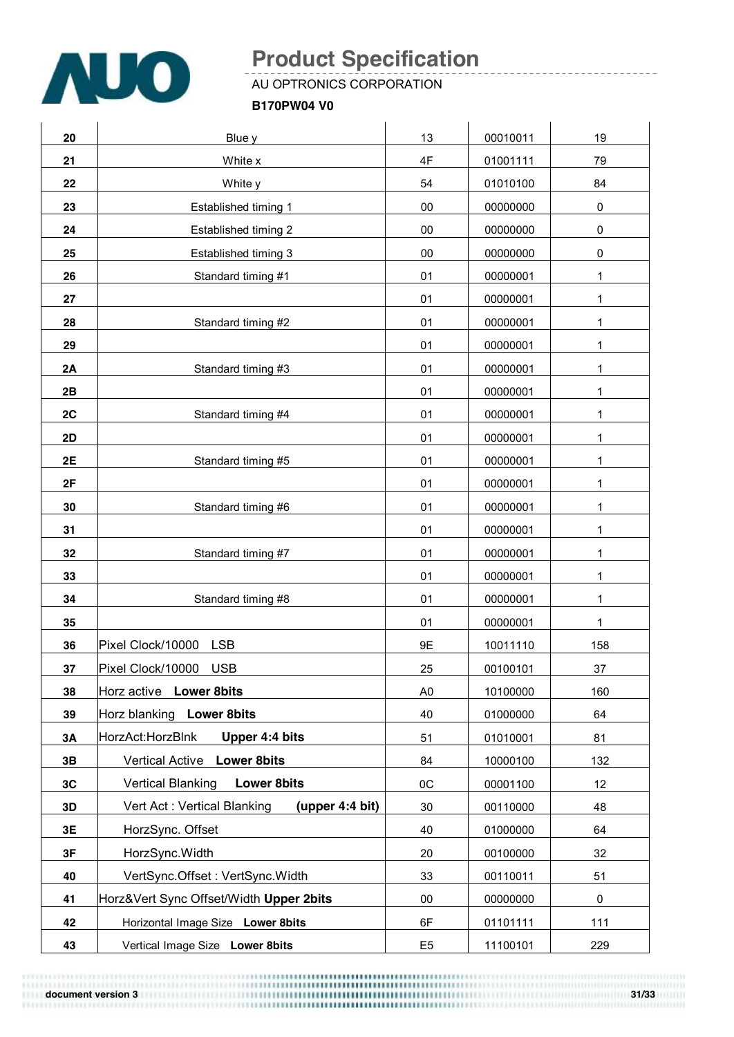| 20 | Blue y | 13 | 00010011 | 19 |
|---|---|---|---|---|
| 21 | White x | 4F | 01001111 | 79 |
| 22 | White y | 54 | 01010100 | 84 |
| 23 | Established timing 1 | 00 | 00000000 | 0 |
| 24 | Established timing 2 | 00 | 00000000 | 0 |
| 25 | Established timing 3 | 00 | 00000000 | 0 |
| 26 | Standard timing #1 | 01 | 00000001 | 1 |
| 27 | | 01 | 00000001 | 1 |
| 28 | Standard timing #2 | 01 | 00000001 | 1 |
| 29 | | 01 | 00000001 | 1 |
| 2A | Standard timing #3 | 01 | 00000001 | 1 |
| 2B | | 01 | 00000001 | 1 |
| 2C | Standard timing #4 | 01 | 00000001 | 1 |
| 2D | | 01 | 00000001 | 1 |
| 2E | Standard timing #5 | 01 | 00000001 | 1 |
| 2F | | 01 | 00000001 | 1 |
| 30 | Standard timing #6 | 01 | 00000001 | 1 |
| 31 | | 01 | 00000001 | 1 |
| 32 | Standard timing #7 | 01 | 00000001 | 1 |
| 33 | | 01 | 00000001 | 1 |
| 34 | Standard timing #8 | 01 | 00000001 | 1 |
| 35 | | 01 | 00000001 | 1 |
| 36 | Pixel Clock/10000 LSB | 9E | 10011110 | 158 |
| 37 | Pixel Clock/10000 USB | 25 | 00100101 | 37 |
| 38 | Horz active **Lower 8bits** | A0 | 10100000 | 160 |
| 39 | Horz blanking **Lower 8bits** | 40 | 01000000 | 64 |
| 3A | HorzAct:HorzBlnk **Upper 4:4 bits** | 51 | 01010001 | 81 |
| 3B | Vertical Active **Lower 8bits** | 84 | 10000100 | 132 |
| 3C | Vertical Blanking **Lower 8bits** | 0C | 00001100 | 12 |
| 3D | Vert Act : Vertical Blanking **(upper 4:4 bit)** | 30 | 00110000 | 48 |
| 3E | HorzSync. Offset | 40 | 01000000 | 64 |
| 3F | HorzSync.Width | 20 | 00100000 | 32 |
| 40 | VertSync.Offset : VertSync.Width | 33 | 00110011 | 51 |
| 41 | Horz&Vert Sync Offset/Width **Upper 2bits** | 00 | 00000000 | 0 |
| 42 | Horizontal Image Size **Lower 8bits** | 6F | 01101111 | 111 |
| 43 | Vertical Image Size **Lower 8bits** | E5 | 11100101 | 229 |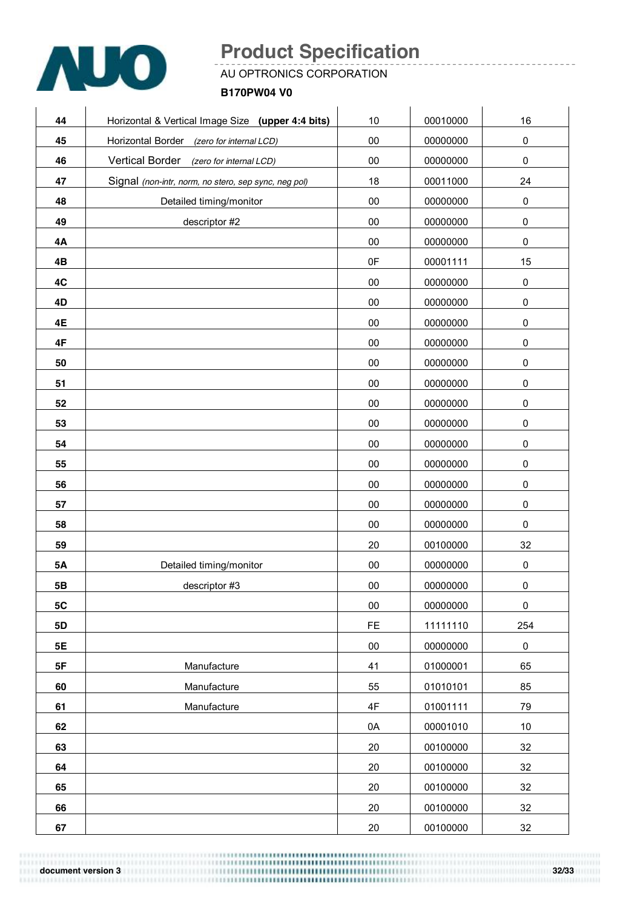| | | | | |
|---|---|---|---|---|
| **44** | Horizontal & Vertical Image Size **(upper 4:4 bits)** | 10 | 00010000 | 16 |
| **45** | Horizontal Border *(zero for internal LCD)* | 00 | 00000000 | 0 |
| **46** | Vertical Border *(zero for internal LCD)* | 00 | 00000000 | 0 |
| **47** | Signal *(non-intr, norm, no stero, sep sync, neg pol)* | 18 | 00011000 | 24 |
| **48** | Detailed timing/monitor | 00 | 00000000 | 0 |
| **49** | descriptor #2 | 00 | 00000000 | 0 |
| **4A** | | 00 | 00000000 | 0 |
| **4B** | | 0F | 00001111 | 15 |
| **4C** | | 00 | 00000000 | 0 |
| **4D** | | 00 | 00000000 | 0 |
| **4E** | | 00 | 00000000 | 0 |
| **4F** | | 00 | 00000000 | 0 |
| **50** | | 00 | 00000000 | 0 |
| **51** | | 00 | 00000000 | 0 |
| **52** | | 00 | 00000000 | 0 |
| **53** | | 00 | 00000000 | 0 |
| **54** | | 00 | 00000000 | 0 |
| **55** | | 00 | 00000000 | 0 |
| **56** | | 00 | 00000000 | 0 |
| **57** | | 00 | 00000000 | 0 |
| **58** | | 00 | 00000000 | 0 |
| **59** | | 20 | 00100000 | 32 |
| **5A** | Detailed timing/monitor | 00 | 00000000 | 0 |
| **5B** | descriptor #3 | 00 | 00000000 | 0 |
| **5C** | | 00 | 00000000 | 0 |
| **5D** | | FE | 11111110 | 254 |
| **5E** | | 00 | 00000000 | 0 |
| **5F** | Manufacture | 41 | 01000001 | 65 |
| **60** | Manufacture | 55 | 01010101 | 85 |
| **61** | Manufacture | 4F | 01001111 | 79 |
| **62** | | 0A | 00001010 | 10 |
| **63** | | 20 | 00100000 | 32 |
| **64** | | 20 | 00100000 | 32 |
| **65** | | 20 | 00100000 | 32 |
| **66** | | 20 | 00100000 | 32 |
| **67** | | 20 | 00100000 | 32 |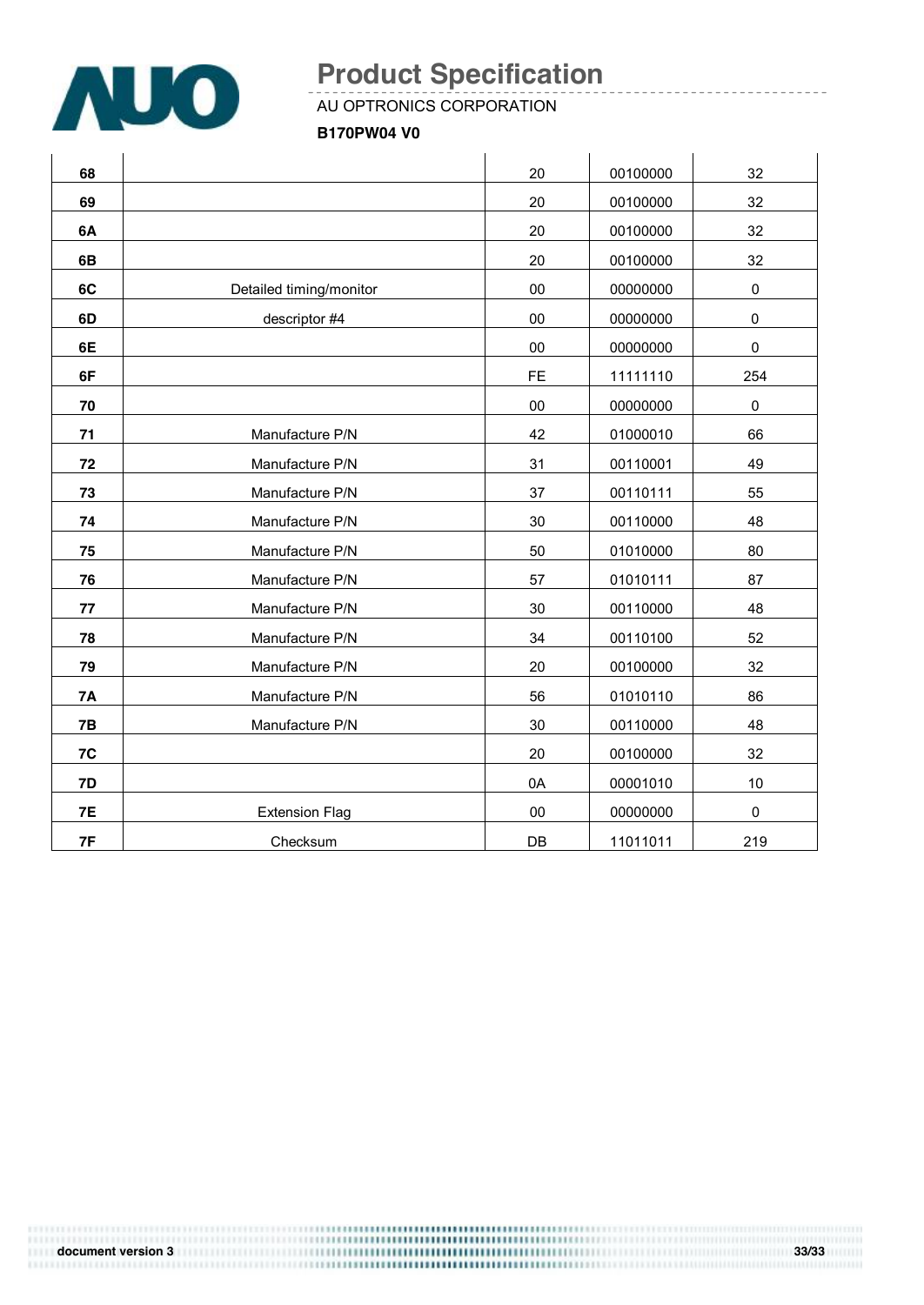| | | | | |
|---|---|---|---|---|
| **68** | | 20 | 00100000 | 32 |
| **69** | | 20 | 00100000 | 32 |
| **6A** | | 20 | 00100000 | 32 |
| **6B** | | 20 | 00100000 | 32 |
| **6C** | Detailed timing/monitor | 00 | 00000000 | 0 |
| **6D** | descriptor #4 | 00 | 00000000 | 0 |
| **6E** | | 00 | 00000000 | 0 |
| **6F** | | FE | 11111110 | 254 |
| **70** | | 00 | 00000000 | 0 |
| **71** | Manufacture P/N | 42 | 01000010 | 66 |
| **72** | Manufacture P/N | 31 | 00110001 | 49 |
| **73** | Manufacture P/N | 37 | 00110111 | 55 |
| **74** | Manufacture P/N | 30 | 00110000 | 48 |
| **75** | Manufacture P/N | 50 | 01010000 | 80 |
| **76** | Manufacture P/N | 57 | 01010111 | 87 |
| **77** | Manufacture P/N | 30 | 00110000 | 48 |
| **78** | Manufacture P/N | 34 | 00110100 | 52 |
| **79** | Manufacture P/N | 20 | 00100000 | 32 |
| **7A** | Manufacture P/N | 56 | 01010110 | 86 |
| **7B** | Manufacture P/N | 30 | 00110000 | 48 |
| **7C** | | 20 | 00100000 | 32 |
| **7D** | | 0A | 00001010 | 10 |
| **7E** | Extension Flag | 00 | 00000000 | 0 |
| **7F** | Checksum | DB | 11011011 | 219 |